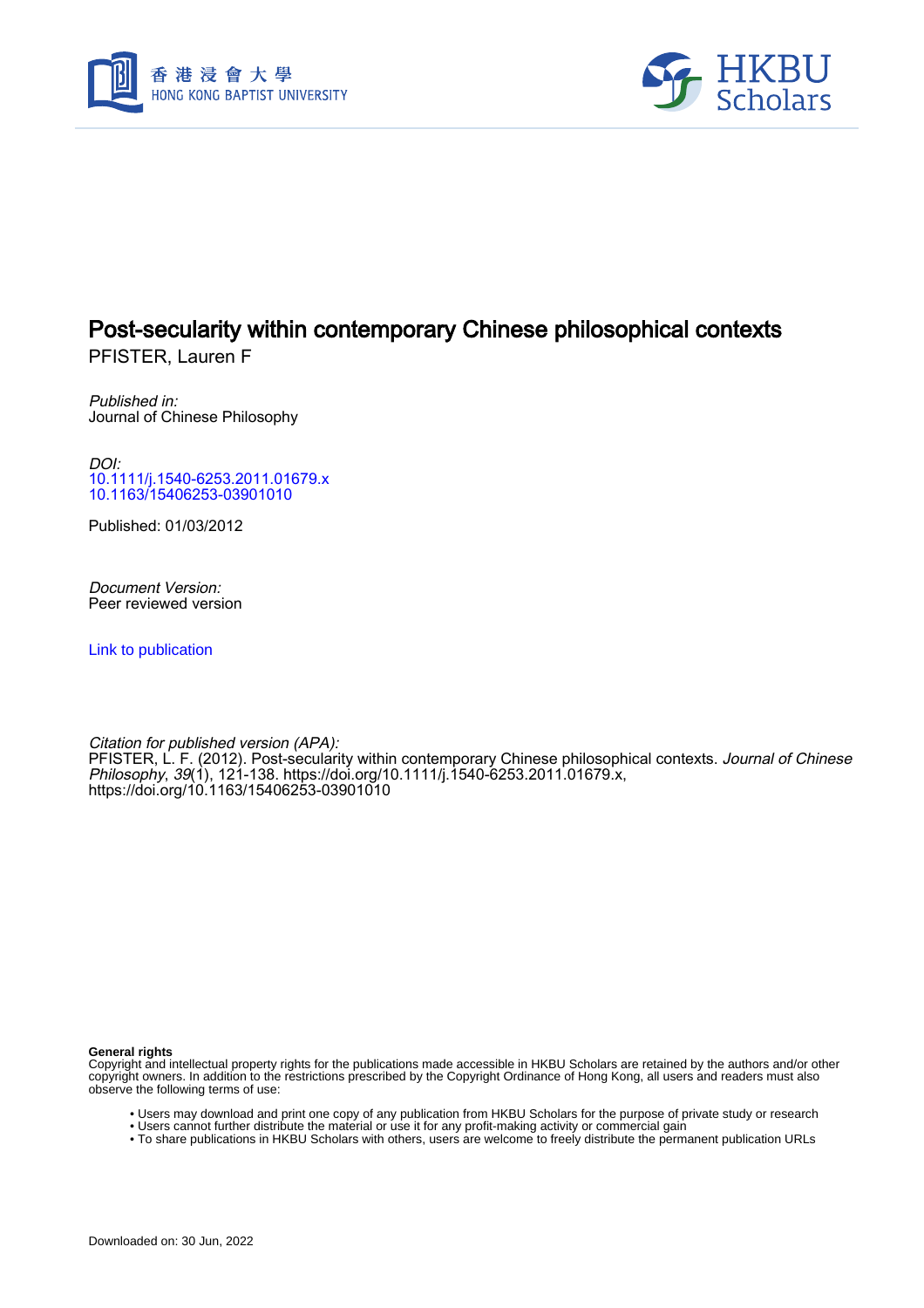# Post-secularity within contemporary Chinese philosophical contexts

PFISTER, Lauren F

*Published in:*
Journal of Chinese Philosophy

*DOI:*
10.1111/j.1540-6253.2011.01679.x
10.1163/15406253-03901010

Published: 01/03/2012

*Document Version:*
Peer reviewed version

Link to publication

*Citation for published version (APA):*
PFISTER, L. F. (2012). Post-secularity within contemporary Chinese philosophical contexts. *Journal of Chinese Philosophy*, *39*(1), 121-138. https://doi.org/10.1111/j.1540-6253.2011.01679.x, https://doi.org/10.1163/15406253-03901010

**General rights**
Copyright and intellectual property rights for the publications made accessible in HKBU Scholars are retained by the authors and/or other copyright owners. In addition to the restrictions prescribed by the Copyright Ordinance of Hong Kong, all users and readers must also observe the following terms of use:

- Users may download and print one copy of any publication from HKBU Scholars for the purpose of private study or research
- Users cannot further distribute the material or use it for any profit-making activity or commercial gain
- To share publications in HKBU Scholars with others, users are welcome to freely distribute the permanent publication URLs

Downloaded on: 30 Jun, 2022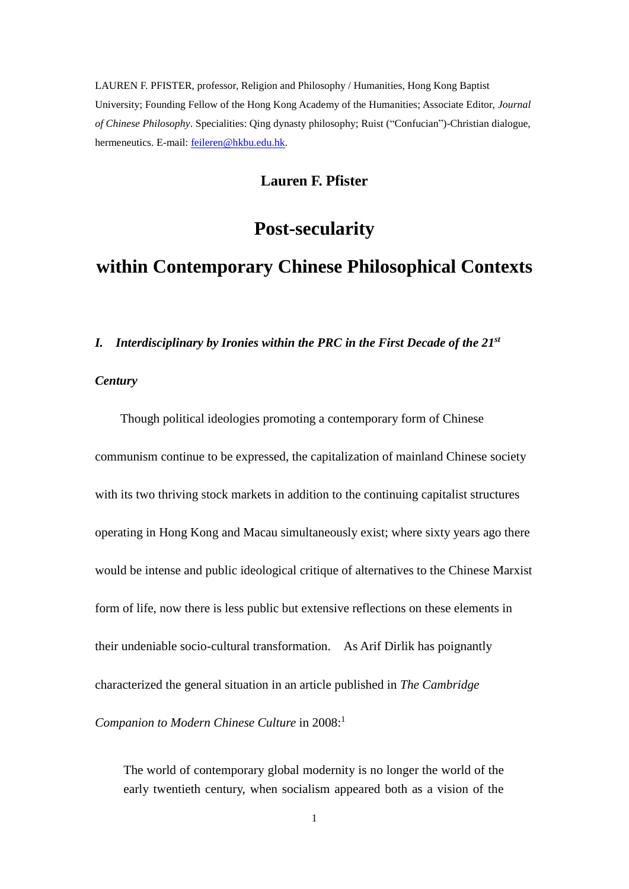LAUREN F. PFISTER, professor, Religion and Philosophy / Humanities, Hong Kong Baptist University; Founding Fellow of the Hong Kong Academy of the Humanities; Associate Editor, *Journal of Chinese Philosophy*. Specialities: Qing dynasty philosophy; Ruist ("Confucian")-Christian dialogue, hermeneutics. E-mail: feileren@hkbu.edu.hk.

**Lauren F. Pfister**

# Post-secularity within Contemporary Chinese Philosophical Contexts

## *I. Interdisciplinary by Ironies within the PRC in the First Decade of the 21st Century*

Though political ideologies promoting a contemporary form of Chinese communism continue to be expressed, the capitalization of mainland Chinese society with its two thriving stock markets in addition to the continuing capitalist structures operating in Hong Kong and Macau simultaneously exist; where sixty years ago there would be intense and public ideological critique of alternatives to the Chinese Marxist form of life, now there is less public but extensive reflections on these elements in their undeniable socio-cultural transformation. As Arif Dirlik has poignantly characterized the general situation in an article published in *The Cambridge Companion to Modern Chinese Culture* in 2008:[1]

> The world of contemporary global modernity is no longer the world of the early twentieth century, when socialism appeared both as a vision of the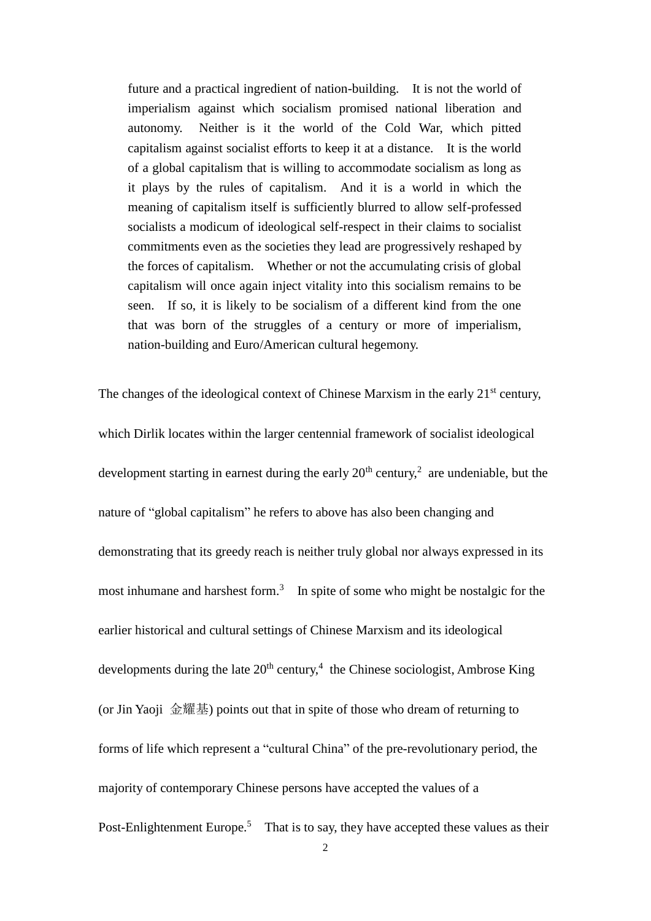> future and a practical ingredient of nation-building. It is not the world of imperialism against which socialism promised national liberation and autonomy. Neither is it the world of the Cold War, which pitted capitalism against socialist efforts to keep it at a distance. It is the world of a global capitalism that is willing to accommodate socialism as long as it plays by the rules of capitalism. And it is a world in which the meaning of capitalism itself is sufficiently blurred to allow self-professed socialists a modicum of ideological self-respect in their claims to socialist commitments even as the societies they lead are progressively reshaped by the forces of capitalism. Whether or not the accumulating crisis of global capitalism will once again inject vitality into this socialism remains to be seen. If so, it is likely to be socialism of a different kind from the one that was born of the struggles of a century or more of imperialism, nation-building and Euro/American cultural hegemony.

The changes of the ideological context of Chinese Marxism in the early 21st century, which Dirlik locates within the larger centennial framework of socialist ideological development starting in earnest during the early 20th century,[2] are undeniable, but the nature of "global capitalism" he refers to above has also been changing and demonstrating that its greedy reach is neither truly global nor always expressed in its most inhumane and harshest form.[3] In spite of some who might be nostalgic for the earlier historical and cultural settings of Chinese Marxism and its ideological developments during the late 20th century,[4] the Chinese sociologist, Ambrose King (or Jin Yaoji 金耀基) points out that in spite of those who dream of returning to forms of life which represent a "cultural China" of the pre-revolutionary period, the majority of contemporary Chinese persons have accepted the values of a Post-Enlightenment Europe.[5] That is to say, they have accepted these values as their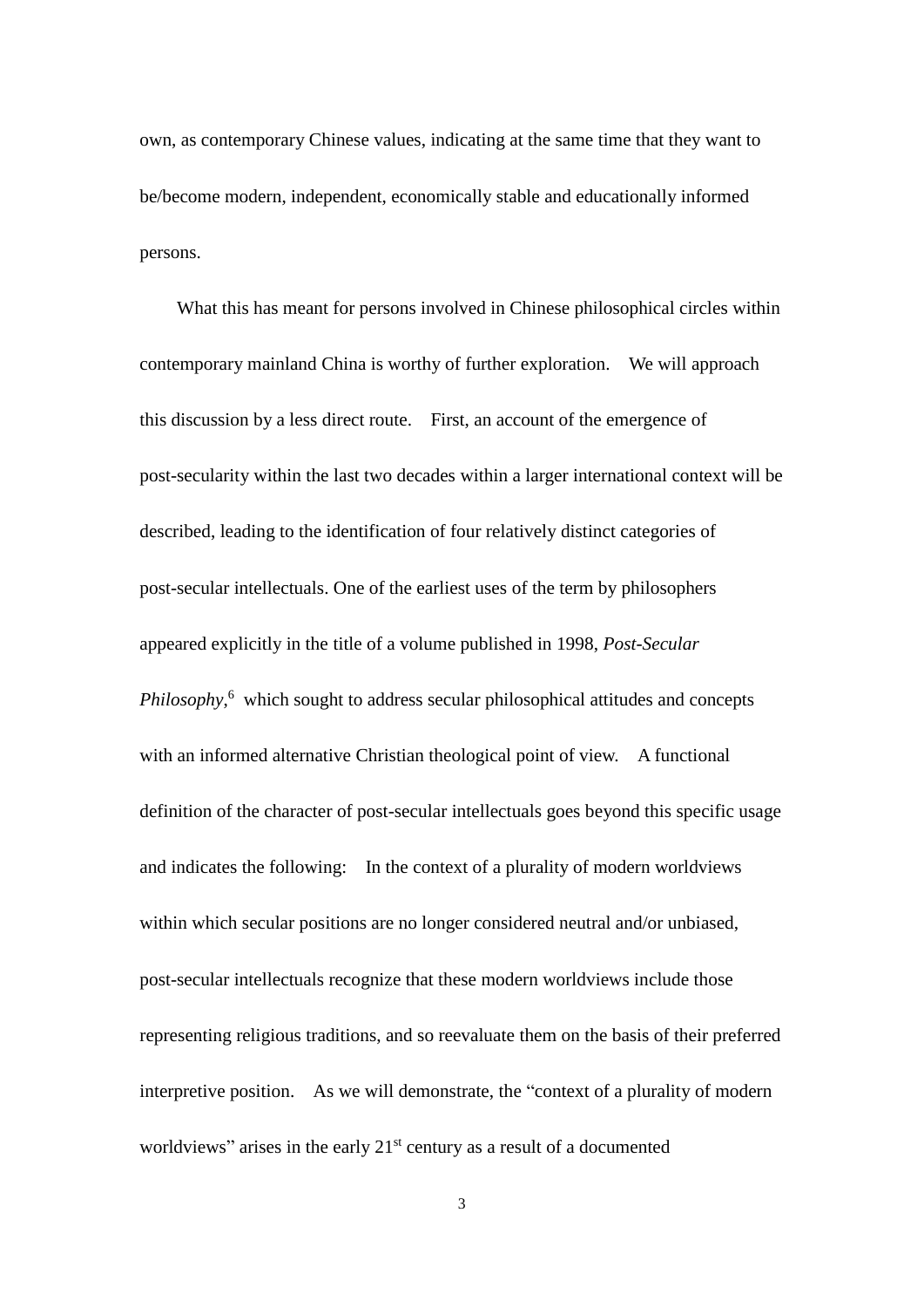own, as contemporary Chinese values, indicating at the same time that they want to be/become modern, independent, economically stable and educationally informed persons.

What this has meant for persons involved in Chinese philosophical circles within contemporary mainland China is worthy of further exploration. We will approach this discussion by a less direct route. First, an account of the emergence of post-secularity within the last two decades within a larger international context will be described, leading to the identification of four relatively distinct categories of post-secular intellectuals. One of the earliest uses of the term by philosophers appeared explicitly in the title of a volume published in 1998, *Post-Secular Philosophy*,[6] which sought to address secular philosophical attitudes and concepts with an informed alternative Christian theological point of view. A functional definition of the character of post-secular intellectuals goes beyond this specific usage and indicates the following: In the context of a plurality of modern worldviews within which secular positions are no longer considered neutral and/or unbiased, post-secular intellectuals recognize that these modern worldviews include those representing religious traditions, and so reevaluate them on the basis of their preferred interpretive position. As we will demonstrate, the "context of a plurality of modern worldviews" arises in the early 21st century as a result of a documented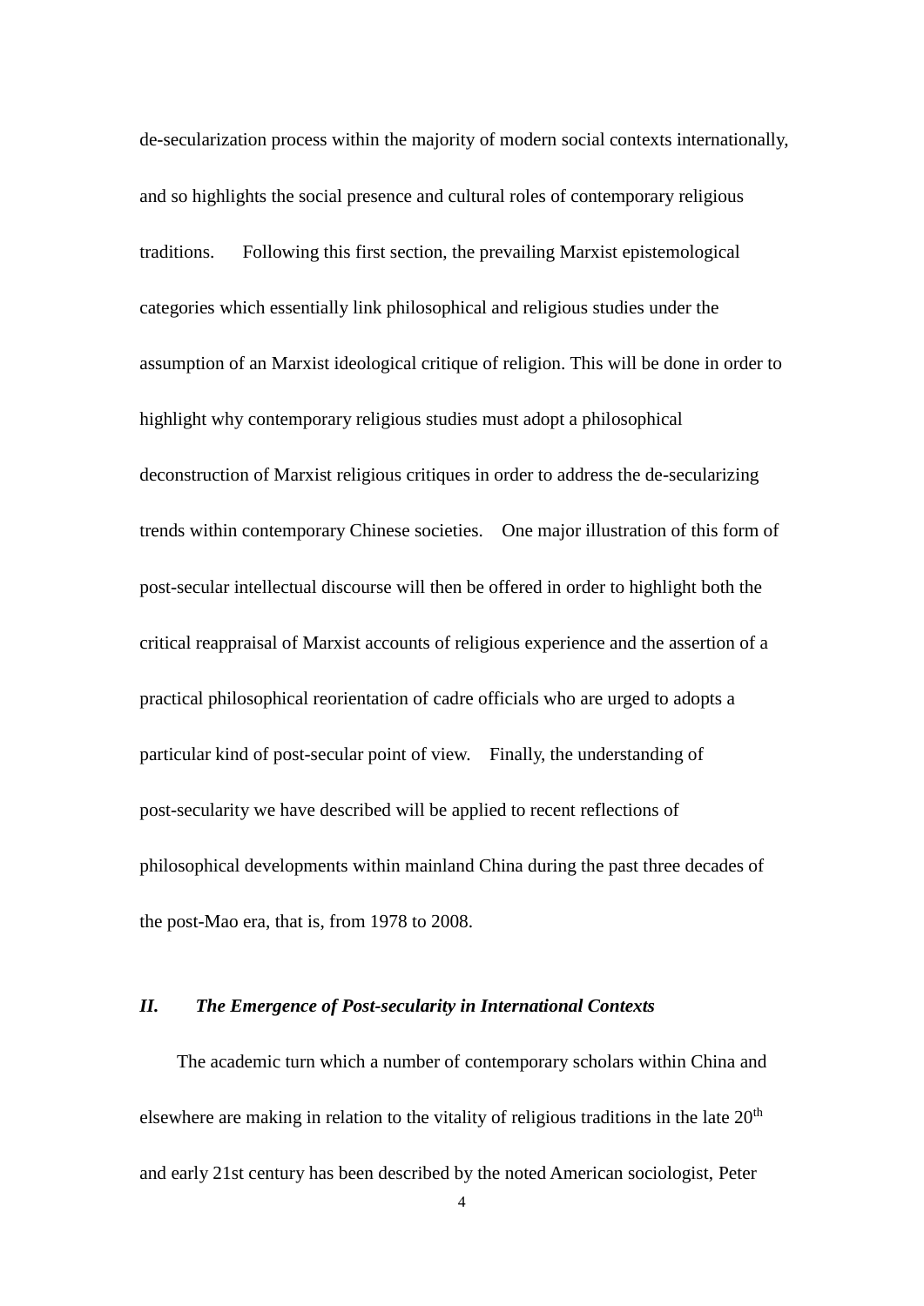de-secularization process within the majority of modern social contexts internationally, and so highlights the social presence and cultural roles of contemporary religious traditions. Following this first section, the prevailing Marxist epistemological categories which essentially link philosophical and religious studies under the assumption of an Marxist ideological critique of religion. This will be done in order to highlight why contemporary religious studies must adopt a philosophical deconstruction of Marxist religious critiques in order to address the de-secularizing trends within contemporary Chinese societies. One major illustration of this form of post-secular intellectual discourse will then be offered in order to highlight both the critical reappraisal of Marxist accounts of religious experience and the assertion of a practical philosophical reorientation of cadre officials who are urged to adopts a particular kind of post-secular point of view. Finally, the understanding of post-secularity we have described will be applied to recent reflections of philosophical developments within mainland China during the past three decades of the post-Mao era, that is, from 1978 to 2008.

## *II. The Emergence of Post-secularity in International Contexts*

The academic turn which a number of contemporary scholars within China and elsewhere are making in relation to the vitality of religious traditions in the late 20th and early 21st century has been described by the noted American sociologist, Peter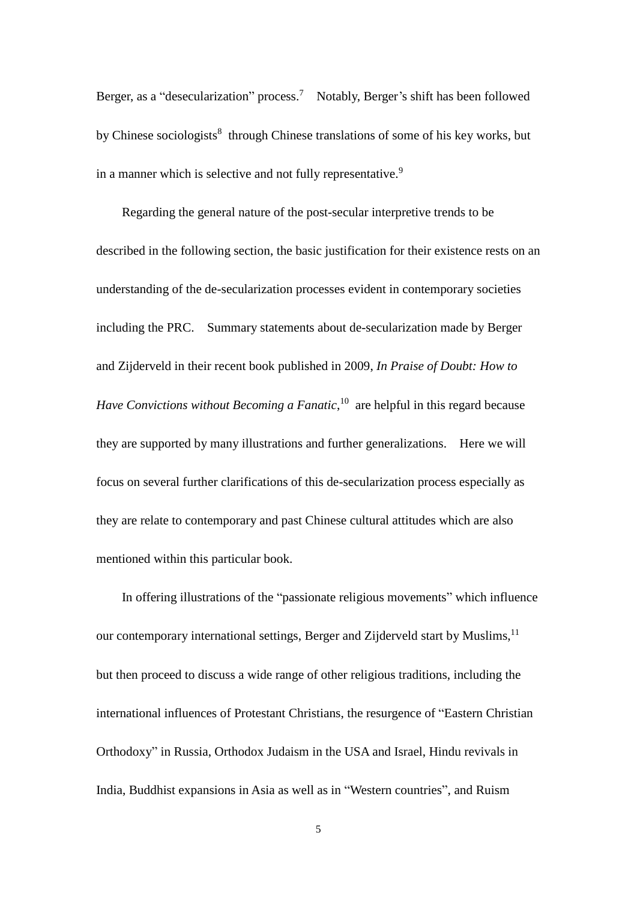Berger, as a "desecularization" process.[7] Notably, Berger's shift has been followed by Chinese sociologists[8] through Chinese translations of some of his key works, but in a manner which is selective and not fully representative.[9]

Regarding the general nature of the post-secular interpretive trends to be described in the following section, the basic justification for their existence rests on an understanding of the de-secularization processes evident in contemporary societies including the PRC. Summary statements about de-secularization made by Berger and Zijderveld in their recent book published in 2009, *In Praise of Doubt: How to Have Convictions without Becoming a Fanatic*,[10] are helpful in this regard because they are supported by many illustrations and further generalizations. Here we will focus on several further clarifications of this de-secularization process especially as they are relate to contemporary and past Chinese cultural attitudes which are also mentioned within this particular book.

In offering illustrations of the "passionate religious movements" which influence our contemporary international settings, Berger and Zijderveld start by Muslims,[11] but then proceed to discuss a wide range of other religious traditions, including the international influences of Protestant Christians, the resurgence of "Eastern Christian Orthodoxy" in Russia, Orthodox Judaism in the USA and Israel, Hindu revivals in India, Buddhist expansions in Asia as well as in "Western countries", and Ruism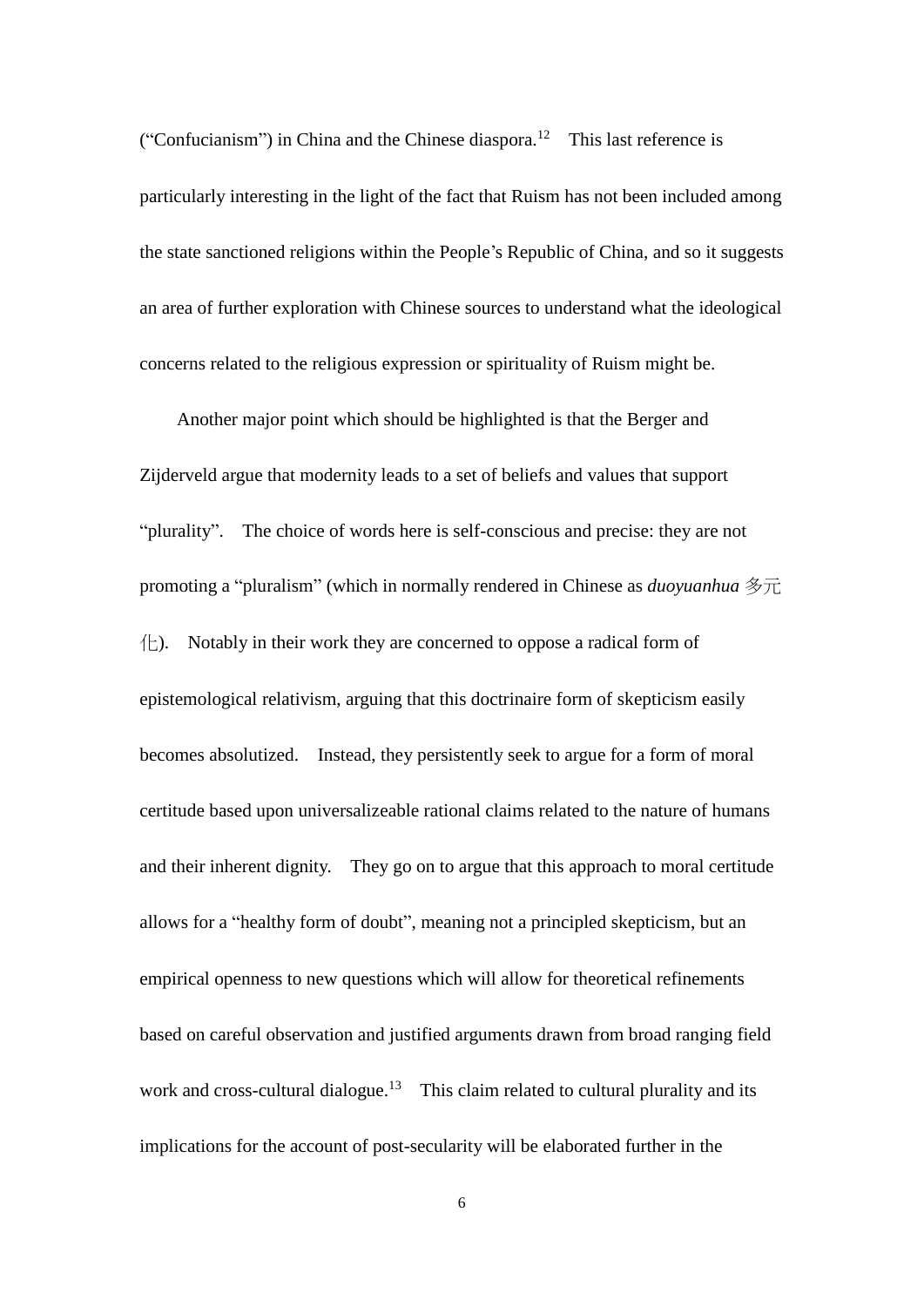(“Confucianism”) in China and the Chinese diaspora.[12] This last reference is particularly interesting in the light of the fact that Ruism has not been included among the state sanctioned religions within the People’s Republic of China, and so it suggests an area of further exploration with Chinese sources to understand what the ideological concerns related to the religious expression or spirituality of Ruism might be.

Another major point which should be highlighted is that the Berger and Zijderveld argue that modernity leads to a set of beliefs and values that support “plurality”. The choice of words here is self-conscious and precise: they are not promoting a “pluralism” (which in normally rendered in Chinese as *duoyuanhua* 多元化). Notably in their work they are concerned to oppose a radical form of epistemological relativism, arguing that this doctrinaire form of skepticism easily becomes absolutized. Instead, they persistently seek to argue for a form of moral certitude based upon universalizeable rational claims related to the nature of humans and their inherent dignity. They go on to argue that this approach to moral certitude allows for a “healthy form of doubt”, meaning not a principled skepticism, but an empirical openness to new questions which will allow for theoretical refinements based on careful observation and justified arguments drawn from broad ranging field work and cross-cultural dialogue.[13] This claim related to cultural plurality and its implications for the account of post-secularity will be elaborated further in the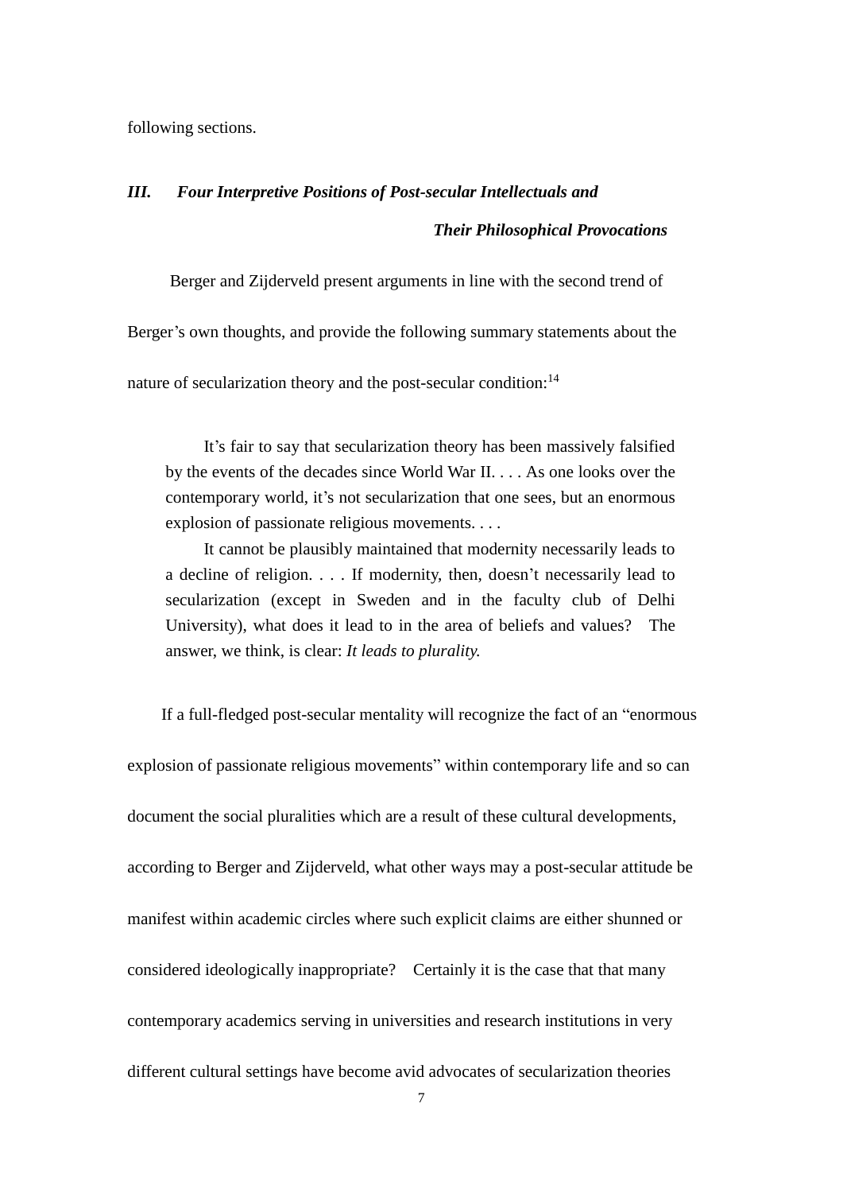following sections.

### *III. Four Interpretive Positions of Post-secular Intellectuals and Their Philosophical Provocations*

Berger and Zijderveld present arguments in line with the second trend of Berger's own thoughts, and provide the following summary statements about the nature of secularization theory and the post-secular condition:[14]

> It's fair to say that secularization theory has been massively falsified by the events of the decades since World War II. . . . As one looks over the contemporary world, it's not secularization that one sees, but an enormous explosion of passionate religious movements. . . .
>
> It cannot be plausibly maintained that modernity necessarily leads to a decline of religion. . . . If modernity, then, doesn't necessarily lead to secularization (except in Sweden and in the faculty club of Delhi University), what does it lead to in the area of beliefs and values? The answer, we think, is clear: *It leads to plurality.*

If a full-fledged post-secular mentality will recognize the fact of an "enormous explosion of passionate religious movements" within contemporary life and so can document the social pluralities which are a result of these cultural developments, according to Berger and Zijderveld, what other ways may a post-secular attitude be manifest within academic circles where such explicit claims are either shunned or considered ideologically inappropriate? Certainly it is the case that that many contemporary academics serving in universities and research institutions in very different cultural settings have become avid advocates of secularization theories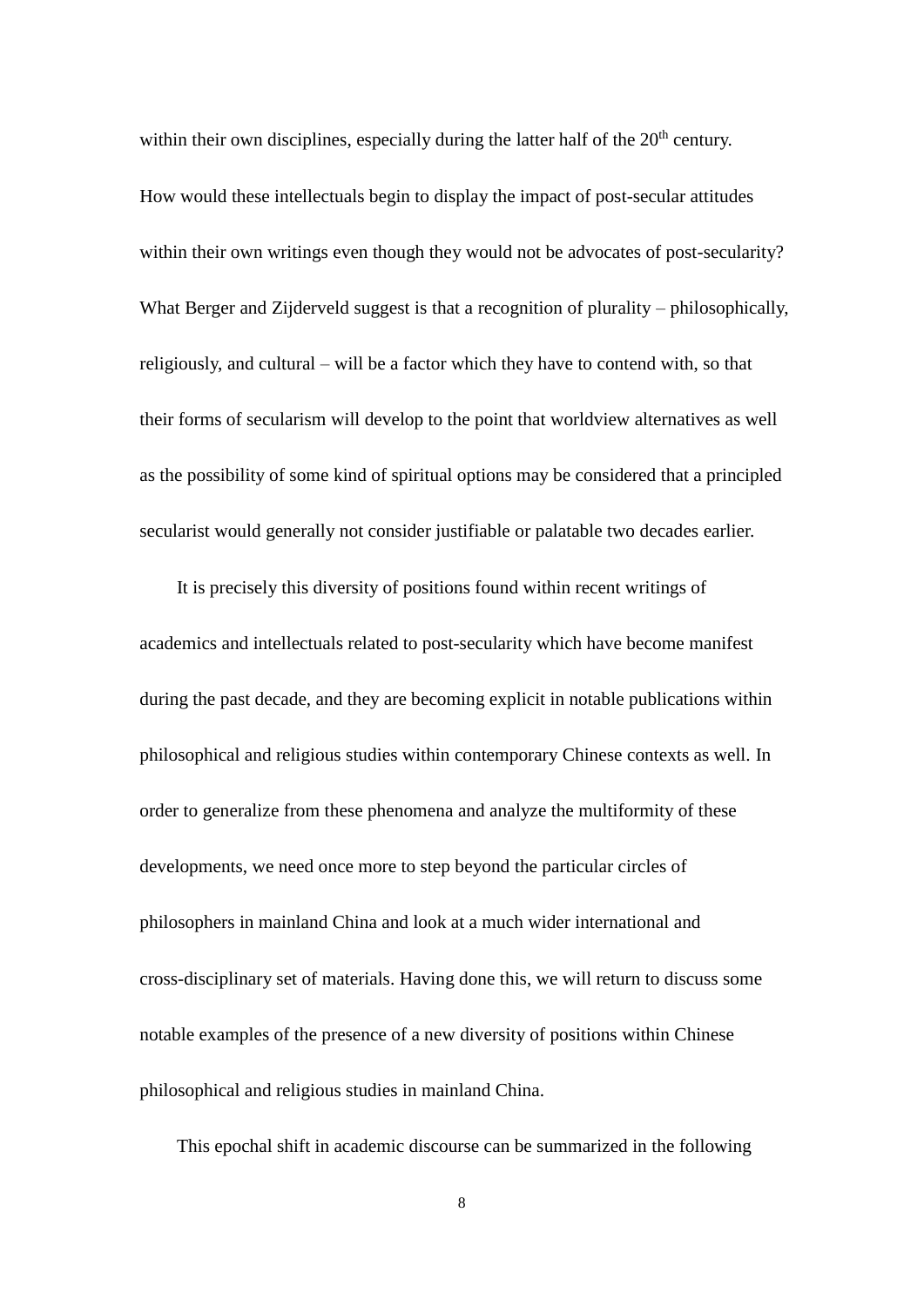within their own disciplines, especially during the latter half of the 20th century. How would these intellectuals begin to display the impact of post-secular attitudes within their own writings even though they would not be advocates of post-secularity? What Berger and Zijderveld suggest is that a recognition of plurality – philosophically, religiously, and cultural – will be a factor which they have to contend with, so that their forms of secularism will develop to the point that worldview alternatives as well as the possibility of some kind of spiritual options may be considered that a principled secularist would generally not consider justifiable or palatable two decades earlier.

It is precisely this diversity of positions found within recent writings of academics and intellectuals related to post-secularity which have become manifest during the past decade, and they are becoming explicit in notable publications within philosophical and religious studies within contemporary Chinese contexts as well. In order to generalize from these phenomena and analyze the multiformity of these developments, we need once more to step beyond the particular circles of philosophers in mainland China and look at a much wider international and cross-disciplinary set of materials. Having done this, we will return to discuss some notable examples of the presence of a new diversity of positions within Chinese philosophical and religious studies in mainland China.

This epochal shift in academic discourse can be summarized in the following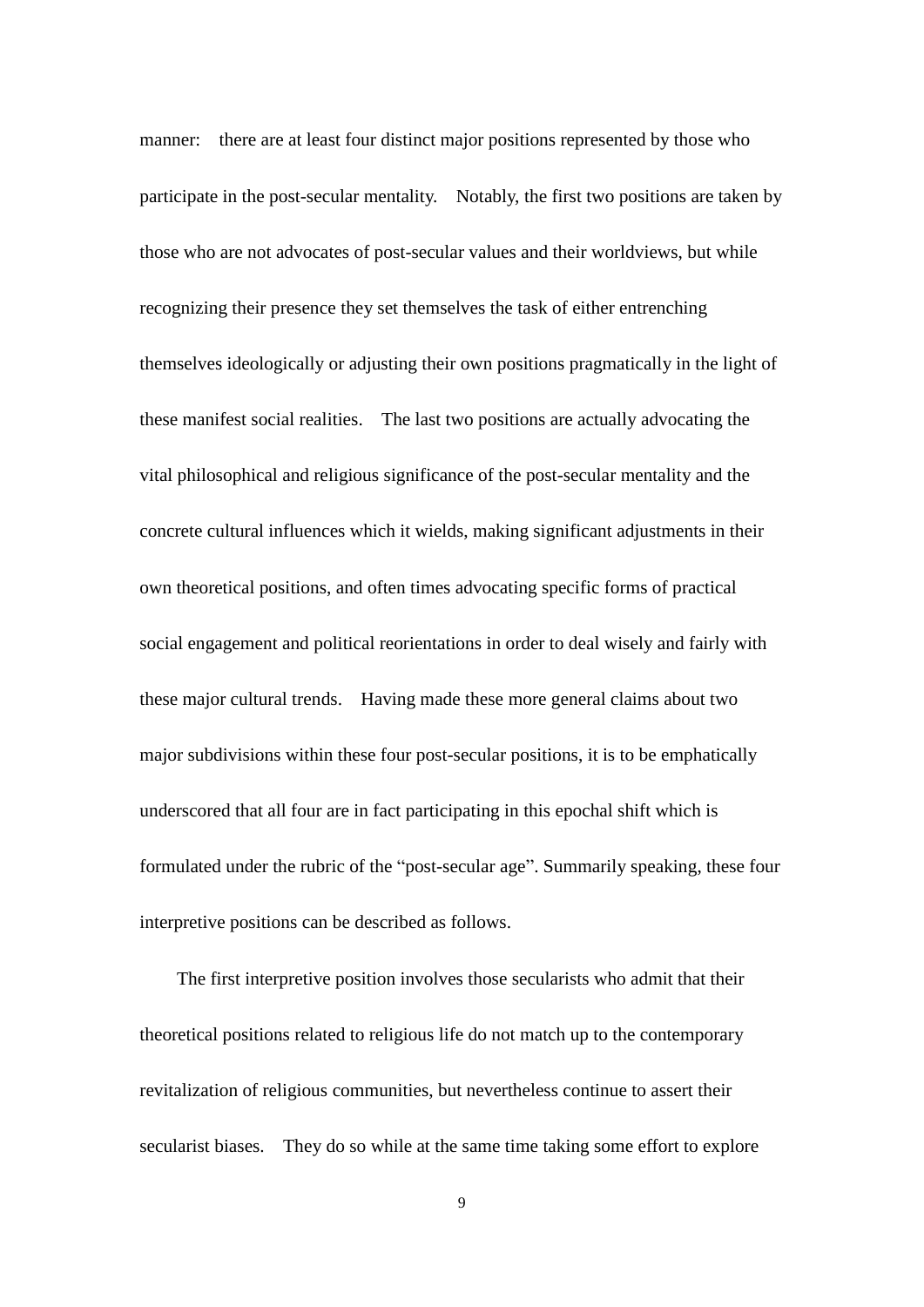manner: there are at least four distinct major positions represented by those who participate in the post-secular mentality. Notably, the first two positions are taken by those who are not advocates of post-secular values and their worldviews, but while recognizing their presence they set themselves the task of either entrenching themselves ideologically or adjusting their own positions pragmatically in the light of these manifest social realities. The last two positions are actually advocating the vital philosophical and religious significance of the post-secular mentality and the concrete cultural influences which it wields, making significant adjustments in their own theoretical positions, and often times advocating specific forms of practical social engagement and political reorientations in order to deal wisely and fairly with these major cultural trends. Having made these more general claims about two major subdivisions within these four post-secular positions, it is to be emphatically underscored that all four are in fact participating in this epochal shift which is formulated under the rubric of the "post-secular age". Summarily speaking, these four interpretive positions can be described as follows.

The first interpretive position involves those secularists who admit that their theoretical positions related to religious life do not match up to the contemporary revitalization of religious communities, but nevertheless continue to assert their secularist biases. They do so while at the same time taking some effort to explore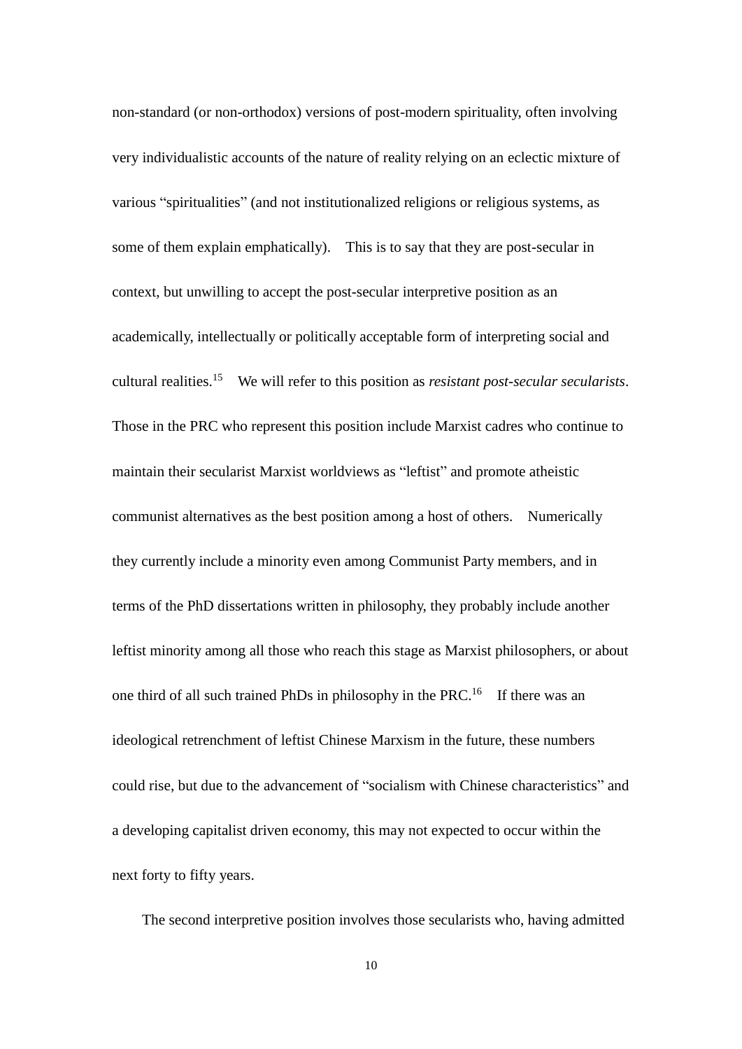non-standard (or non-orthodox) versions of post-modern spirituality, often involving very individualistic accounts of the nature of reality relying on an eclectic mixture of various "spiritualities" (and not institutionalized religions or religious systems, as some of them explain emphatically). This is to say that they are post-secular in context, but unwilling to accept the post-secular interpretive position as an academically, intellectually or politically acceptable form of interpreting social and cultural realities.[15] We will refer to this position as *resistant post-secular secularists*. Those in the PRC who represent this position include Marxist cadres who continue to maintain their secularist Marxist worldviews as "leftist" and promote atheistic communist alternatives as the best position among a host of others. Numerically they currently include a minority even among Communist Party members, and in terms of the PhD dissertations written in philosophy, they probably include another leftist minority among all those who reach this stage as Marxist philosophers, or about one third of all such trained PhDs in philosophy in the PRC.[16] If there was an ideological retrenchment of leftist Chinese Marxism in the future, these numbers could rise, but due to the advancement of "socialism with Chinese characteristics" and a developing capitalist driven economy, this may not expected to occur within the next forty to fifty years.

The second interpretive position involves those secularists who, having admitted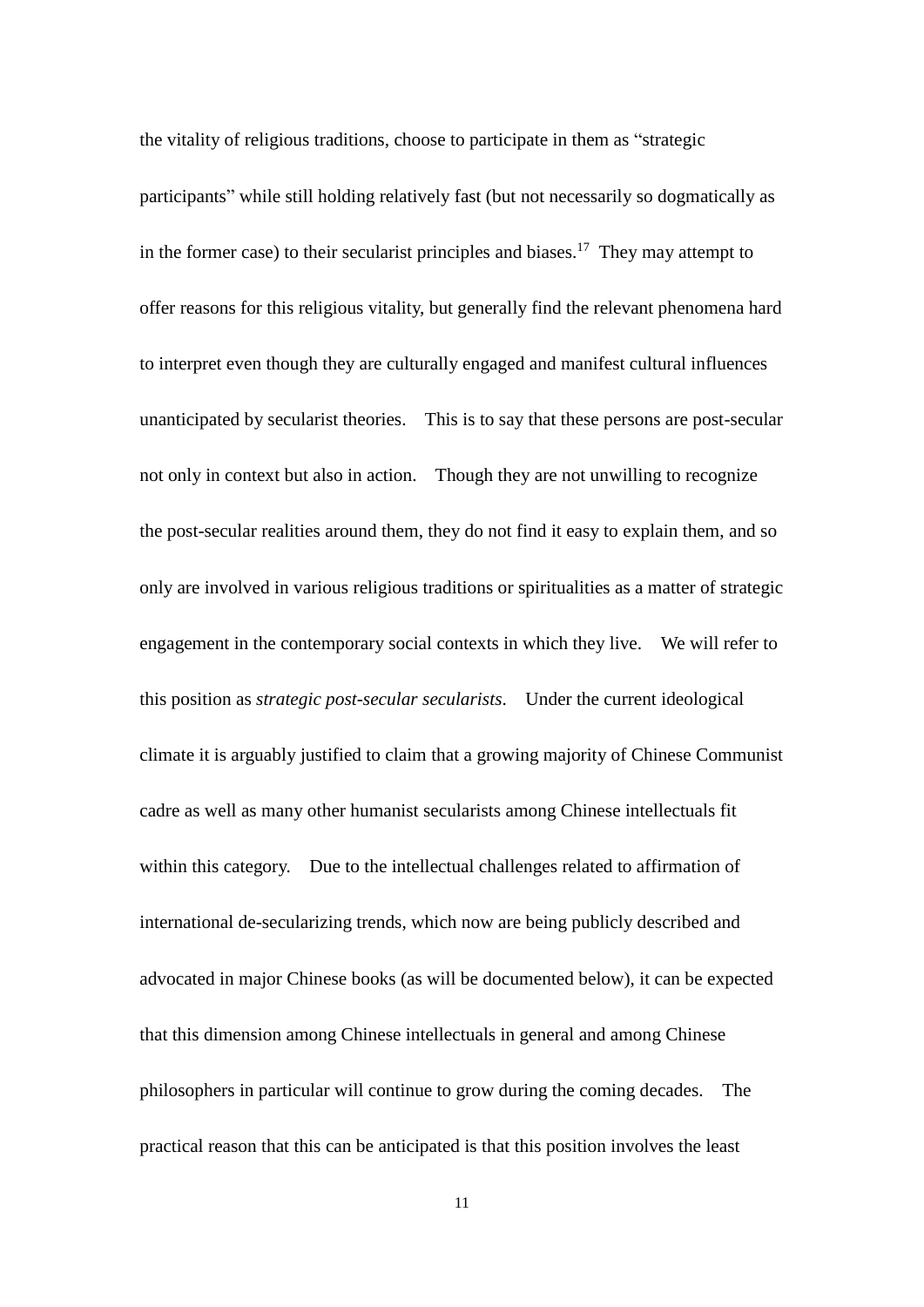the vitality of religious traditions, choose to participate in them as "strategic participants" while still holding relatively fast (but not necessarily so dogmatically as in the former case) to their secularist principles and biases.[17] They may attempt to offer reasons for this religious vitality, but generally find the relevant phenomena hard to interpret even though they are culturally engaged and manifest cultural influences unanticipated by secularist theories. This is to say that these persons are post-secular not only in context but also in action. Though they are not unwilling to recognize the post-secular realities around them, they do not find it easy to explain them, and so only are involved in various religious traditions or spiritualities as a matter of strategic engagement in the contemporary social contexts in which they live. We will refer to this position as *strategic post-secular secularists.* Under the current ideological climate it is arguably justified to claim that a growing majority of Chinese Communist cadre as well as many other humanist secularists among Chinese intellectuals fit within this category. Due to the intellectual challenges related to affirmation of international de-secularizing trends, which now are being publicly described and advocated in major Chinese books (as will be documented below), it can be expected that this dimension among Chinese intellectuals in general and among Chinese philosophers in particular will continue to grow during the coming decades. The practical reason that this can be anticipated is that this position involves the least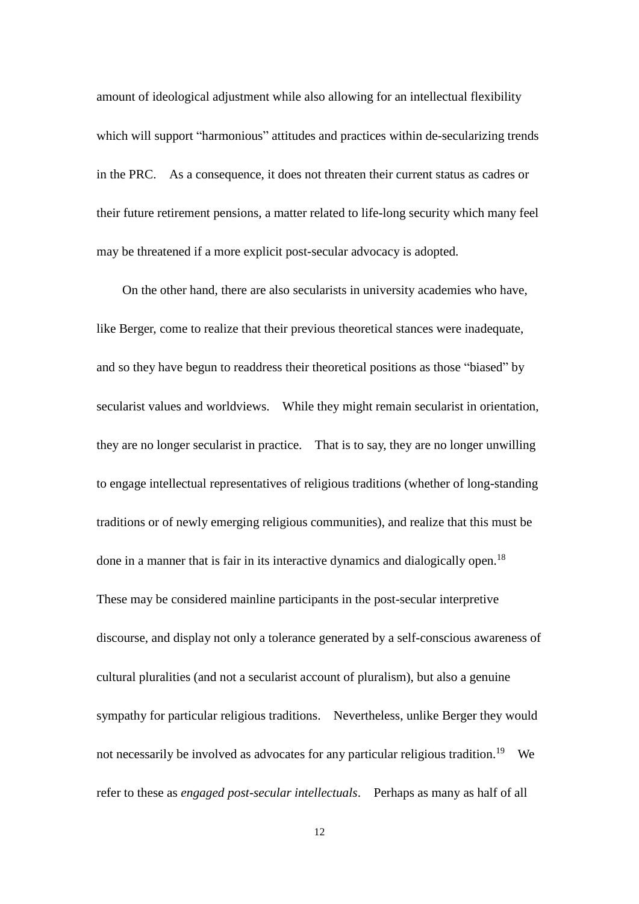amount of ideological adjustment while also allowing for an intellectual flexibility which will support "harmonious" attitudes and practices within de-secularizing trends in the PRC. As a consequence, it does not threaten their current status as cadres or their future retirement pensions, a matter related to life-long security which many feel may be threatened if a more explicit post-secular advocacy is adopted.

On the other hand, there are also secularists in university academies who have, like Berger, come to realize that their previous theoretical stances were inadequate, and so they have begun to readdress their theoretical positions as those "biased" by secularist values and worldviews. While they might remain secularist in orientation, they are no longer secularist in practice. That is to say, they are no longer unwilling to engage intellectual representatives of religious traditions (whether of long-standing traditions or of newly emerging religious communities), and realize that this must be done in a manner that is fair in its interactive dynamics and dialogically open.[18] These may be considered mainline participants in the post-secular interpretive discourse, and display not only a tolerance generated by a self-conscious awareness of cultural pluralities (and not a secularist account of pluralism), but also a genuine sympathy for particular religious traditions. Nevertheless, unlike Berger they would not necessarily be involved as advocates for any particular religious tradition.[19] We refer to these as *engaged post-secular intellectuals*. Perhaps as many as half of all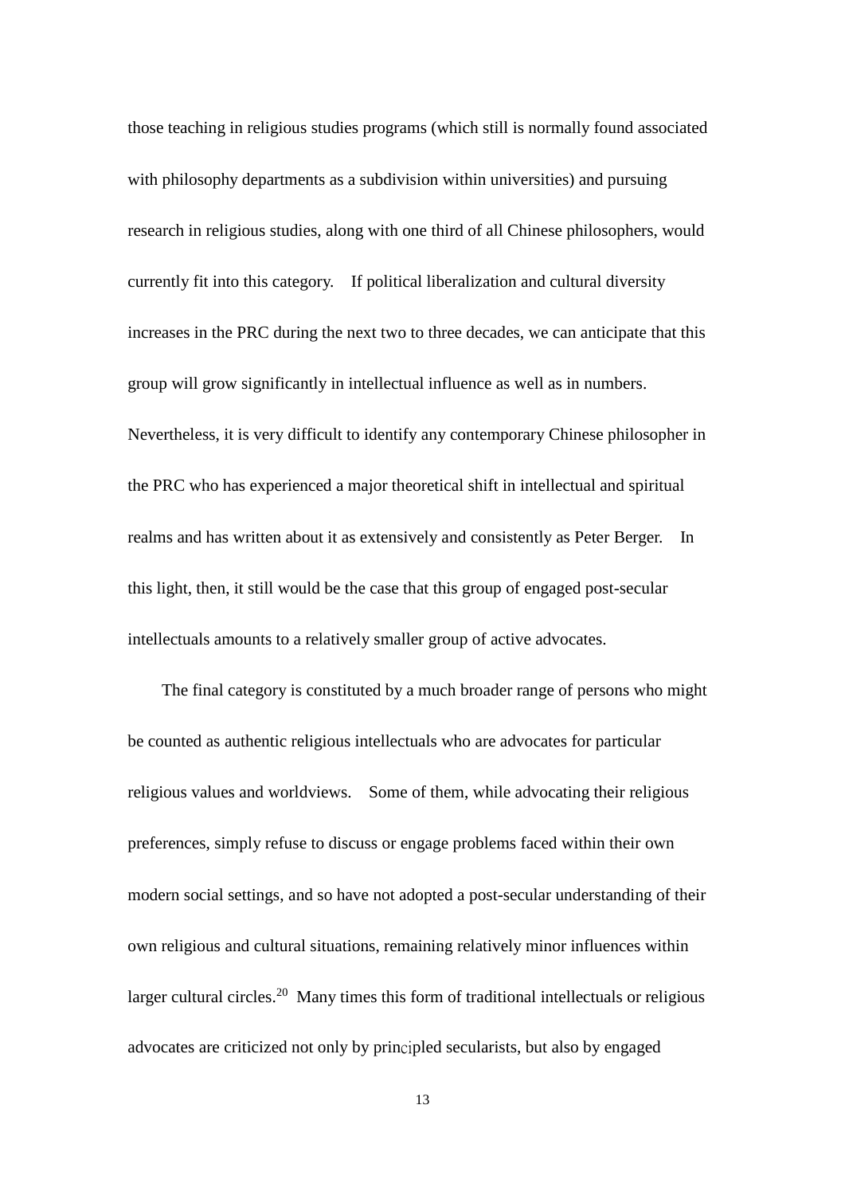those teaching in religious studies programs (which still is normally found associated with philosophy departments as a subdivision within universities) and pursuing research in religious studies, along with one third of all Chinese philosophers, would currently fit into this category. If political liberalization and cultural diversity increases in the PRC during the next two to three decades, we can anticipate that this group will grow significantly in intellectual influence as well as in numbers. Nevertheless, it is very difficult to identify any contemporary Chinese philosopher in the PRC who has experienced a major theoretical shift in intellectual and spiritual realms and has written about it as extensively and consistently as Peter Berger. In this light, then, it still would be the case that this group of engaged post-secular intellectuals amounts to a relatively smaller group of active advocates.

The final category is constituted by a much broader range of persons who might be counted as authentic religious intellectuals who are advocates for particular religious values and worldviews. Some of them, while advocating their religious preferences, simply refuse to discuss or engage problems faced within their own modern social settings, and so have not adopted a post-secular understanding of their own religious and cultural situations, remaining relatively minor influences within larger cultural circles.[20] Many times this form of traditional intellectuals or religious advocates are criticized not only by principled secularists, but also by engaged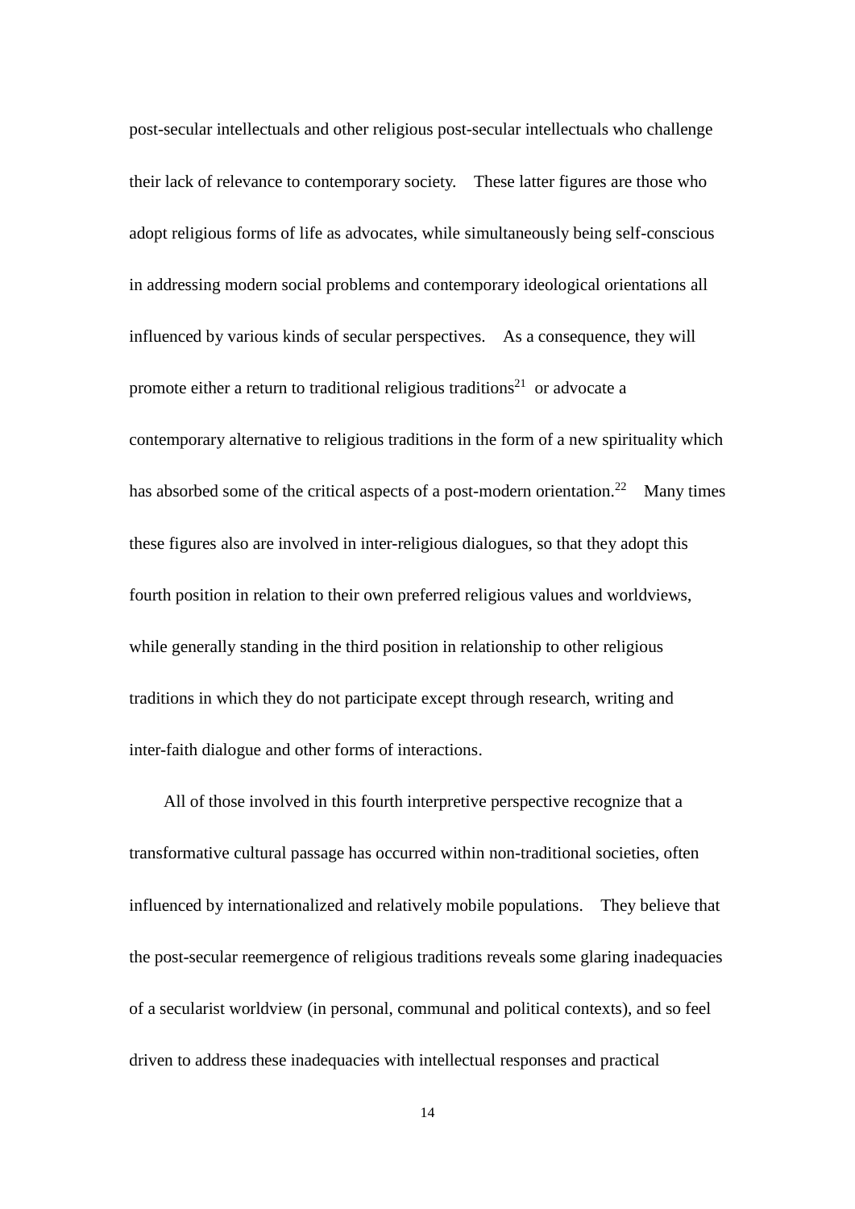post-secular intellectuals and other religious post-secular intellectuals who challenge their lack of relevance to contemporary society. These latter figures are those who adopt religious forms of life as advocates, while simultaneously being self-conscious in addressing modern social problems and contemporary ideological orientations all influenced by various kinds of secular perspectives. As a consequence, they will promote either a return to traditional religious traditions[21] or advocate a contemporary alternative to religious traditions in the form of a new spirituality which has absorbed some of the critical aspects of a post-modern orientation.[22] Many times these figures also are involved in inter-religious dialogues, so that they adopt this fourth position in relation to their own preferred religious values and worldviews, while generally standing in the third position in relationship to other religious traditions in which they do not participate except through research, writing and inter-faith dialogue and other forms of interactions.

All of those involved in this fourth interpretive perspective recognize that a transformative cultural passage has occurred within non-traditional societies, often influenced by internationalized and relatively mobile populations. They believe that the post-secular reemergence of religious traditions reveals some glaring inadequacies of a secularist worldview (in personal, communal and political contexts), and so feel driven to address these inadequacies with intellectual responses and practical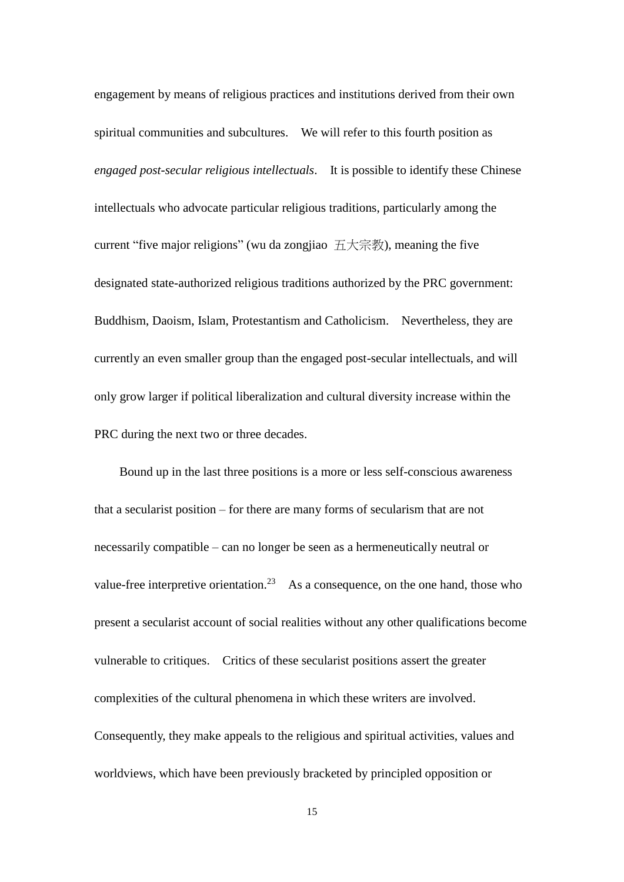engagement by means of religious practices and institutions derived from their own spiritual communities and subcultures. We will refer to this fourth position as *engaged post-secular religious intellectuals*. It is possible to identify these Chinese intellectuals who advocate particular religious traditions, particularly among the current "five major religions" (wu da zongjiao 五大宗教), meaning the five designated state-authorized religious traditions authorized by the PRC government: Buddhism, Daoism, Islam, Protestantism and Catholicism. Nevertheless, they are currently an even smaller group than the engaged post-secular intellectuals, and will only grow larger if political liberalization and cultural diversity increase within the PRC during the next two or three decades.

Bound up in the last three positions is a more or less self-conscious awareness that a secularist position – for there are many forms of secularism that are not necessarily compatible – can no longer be seen as a hermeneutically neutral or value-free interpretive orientation.[23] As a consequence, on the one hand, those who present a secularist account of social realities without any other qualifications become vulnerable to critiques. Critics of these secularist positions assert the greater complexities of the cultural phenomena in which these writers are involved. Consequently, they make appeals to the religious and spiritual activities, values and worldviews, which have been previously bracketed by principled opposition or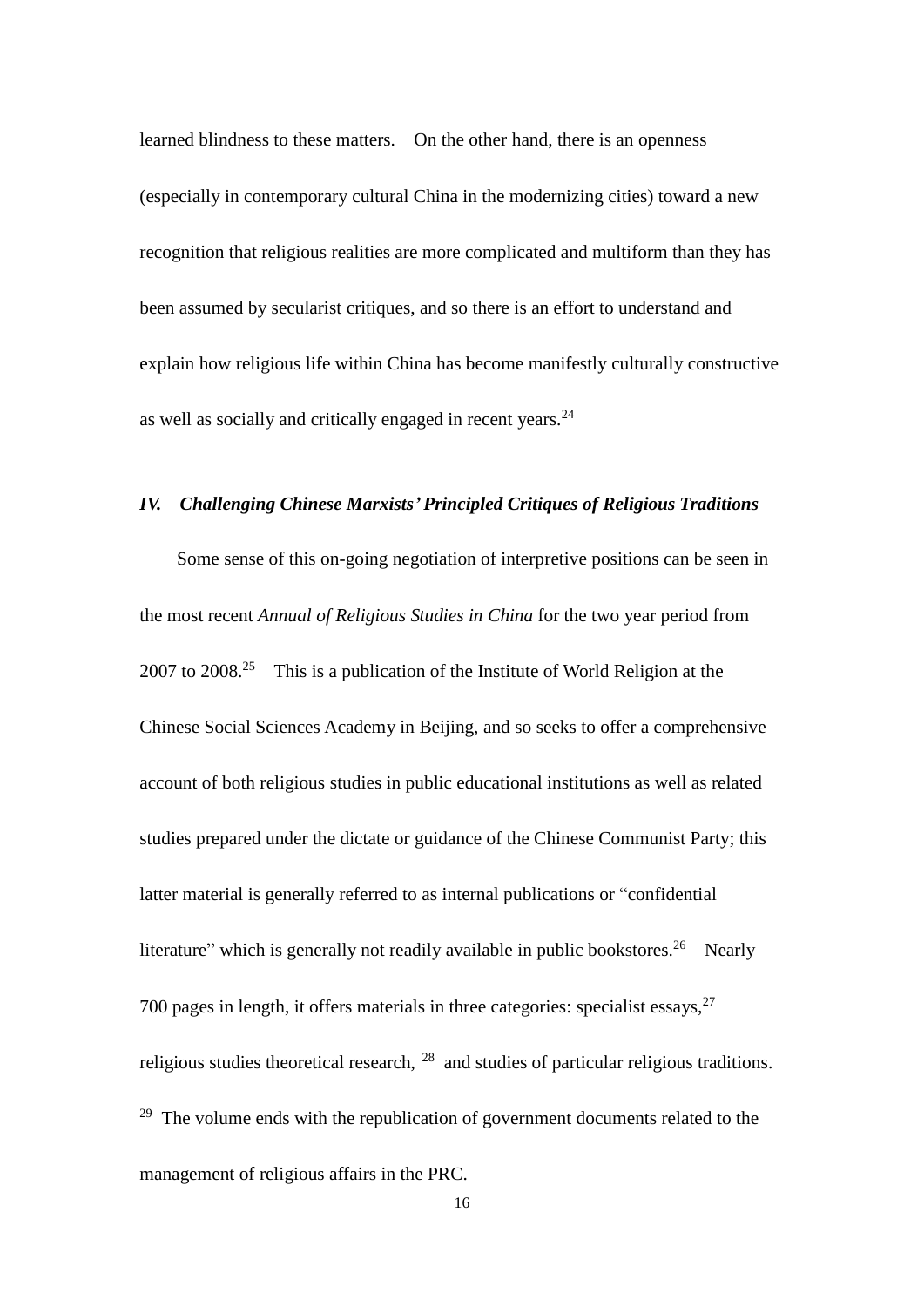learned blindness to these matters. On the other hand, there is an openness (especially in contemporary cultural China in the modernizing cities) toward a new recognition that religious realities are more complicated and multiform than they has been assumed by secularist critiques, and so there is an effort to understand and explain how religious life within China has become manifestly culturally constructive as well as socially and critically engaged in recent years.[24]

### *IV. Challenging Chinese Marxists' Principled Critiques of Religious Traditions*

Some sense of this on-going negotiation of interpretive positions can be seen in the most recent *Annual of Religious Studies in China* for the two year period from 2007 to 2008.[25] This is a publication of the Institute of World Religion at the Chinese Social Sciences Academy in Beijing, and so seeks to offer a comprehensive account of both religious studies in public educational institutions as well as related studies prepared under the dictate or guidance of the Chinese Communist Party; this latter material is generally referred to as internal publications or "confidential literature" which is generally not readily available in public bookstores.[26] Nearly 700 pages in length, it offers materials in three categories: specialist essays,[27] religious studies theoretical research, [28] and studies of particular religious traditions. [29] The volume ends with the republication of government documents related to the management of religious affairs in the PRC.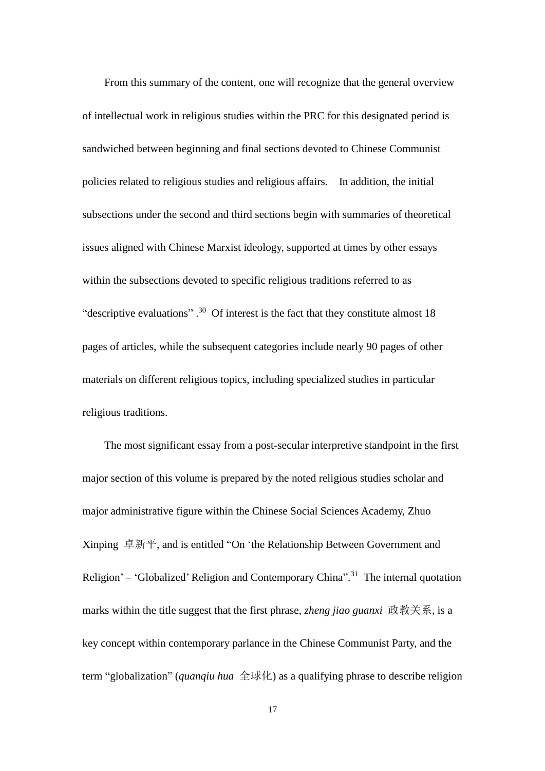From this summary of the content, one will recognize that the general overview of intellectual work in religious studies within the PRC for this designated period is sandwiched between beginning and final sections devoted to Chinese Communist policies related to religious studies and religious affairs. In addition, the initial subsections under the second and third sections begin with summaries of theoretical issues aligned with Chinese Marxist ideology, supported at times by other essays within the subsections devoted to specific religious traditions referred to as "descriptive evaluations" .[30] Of interest is the fact that they constitute almost 18 pages of articles, while the subsequent categories include nearly 90 pages of other materials on different religious topics, including specialized studies in particular religious traditions.

The most significant essay from a post-secular interpretive standpoint in the first major section of this volume is prepared by the noted religious studies scholar and major administrative figure within the Chinese Social Sciences Academy, Zhuo Xinping 卓新平, and is entitled "On 'the Relationship Between Government and Religion' – 'Globalized' Religion and Contemporary China".[31] The internal quotation marks within the title suggest that the first phrase, *zheng jiao guanxi* 政教关系, is a key concept within contemporary parlance in the Chinese Communist Party, and the term "globalization" (*quanqiu hua* 全球化) as a qualifying phrase to describe religion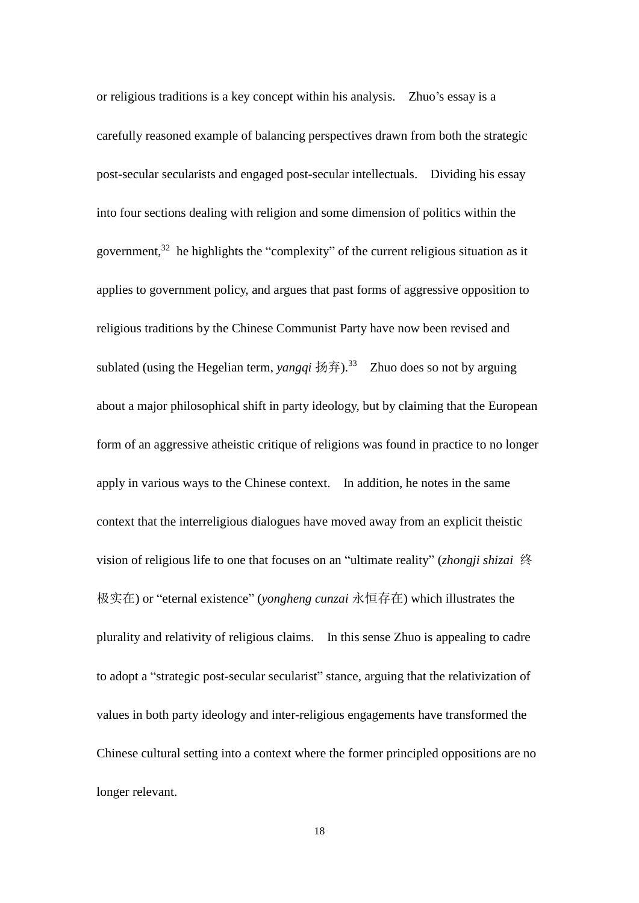or religious traditions is a key concept within his analysis. Zhuo's essay is a carefully reasoned example of balancing perspectives drawn from both the strategic post-secular secularists and engaged post-secular intellectuals. Dividing his essay into four sections dealing with religion and some dimension of politics within the government,[32] he highlights the "complexity" of the current religious situation as it applies to government policy, and argues that past forms of aggressive opposition to religious traditions by the Chinese Communist Party have now been revised and sublated (using the Hegelian term, *yangqi* 扬弃).[33] Zhuo does so not by arguing about a major philosophical shift in party ideology, but by claiming that the European form of an aggressive atheistic critique of religions was found in practice to no longer apply in various ways to the Chinese context. In addition, he notes in the same context that the interreligious dialogues have moved away from an explicit theistic vision of religious life to one that focuses on an "ultimate reality" (*zhongji shizai* 终极实在) or "eternal existence" (*yongheng cunzai* 永恒存在) which illustrates the plurality and relativity of religious claims. In this sense Zhuo is appealing to cadre to adopt a "strategic post-secular secularist" stance, arguing that the relativization of values in both party ideology and inter-religious engagements have transformed the Chinese cultural setting into a context where the former principled oppositions are no longer relevant.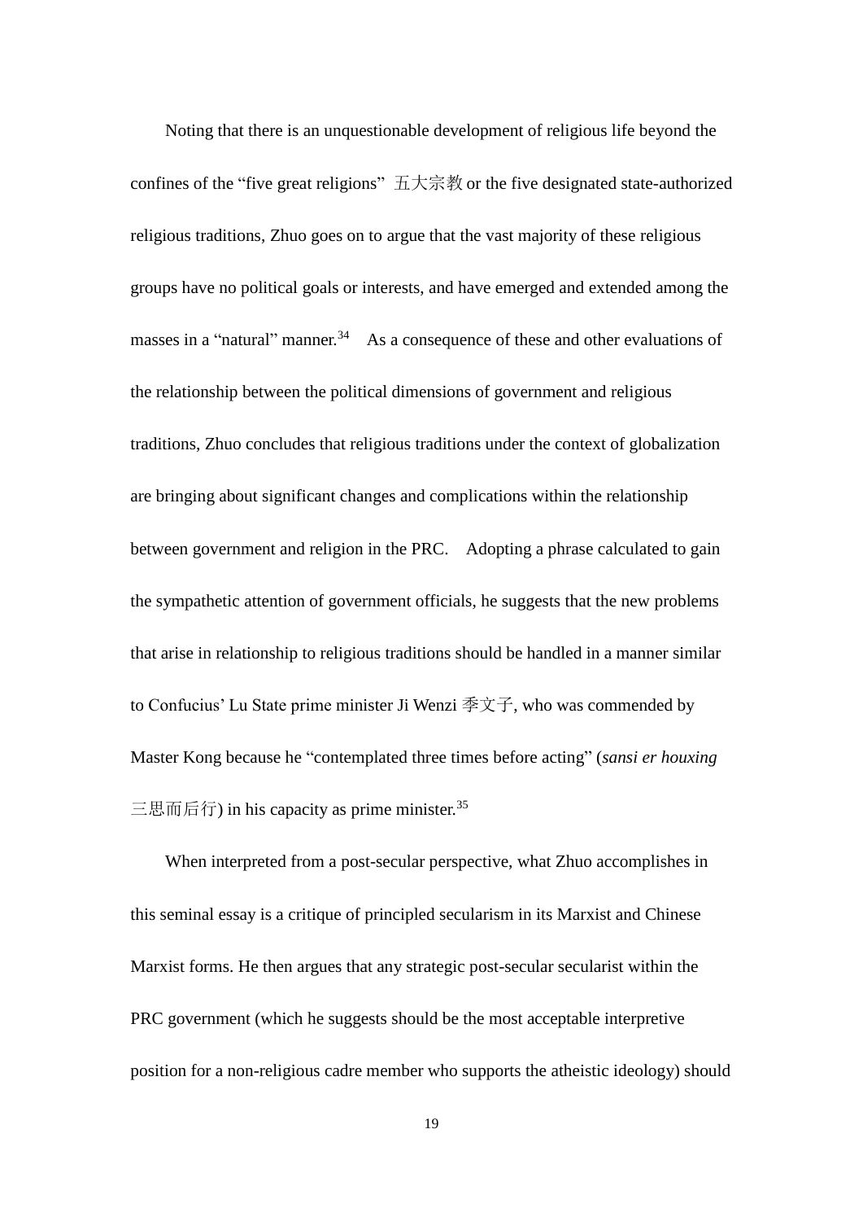Noting that there is an unquestionable development of religious life beyond the confines of the "five great religions" 五大宗教 or the five designated state-authorized religious traditions, Zhuo goes on to argue that the vast majority of these religious groups have no political goals or interests, and have emerged and extended among the masses in a "natural" manner.[34] As a consequence of these and other evaluations of the relationship between the political dimensions of government and religious traditions, Zhuo concludes that religious traditions under the context of globalization are bringing about significant changes and complications within the relationship between government and religion in the PRC. Adopting a phrase calculated to gain the sympathetic attention of government officials, he suggests that the new problems that arise in relationship to religious traditions should be handled in a manner similar to Confucius' Lu State prime minister Ji Wenzi 季文子, who was commended by Master Kong because he "contemplated three times before acting" (*sansi er houxing* 三思而后行) in his capacity as prime minister.[35]

When interpreted from a post-secular perspective, what Zhuo accomplishes in this seminal essay is a critique of principled secularism in its Marxist and Chinese Marxist forms. He then argues that any strategic post-secular secularist within the PRC government (which he suggests should be the most acceptable interpretive position for a non-religious cadre member who supports the atheistic ideology) should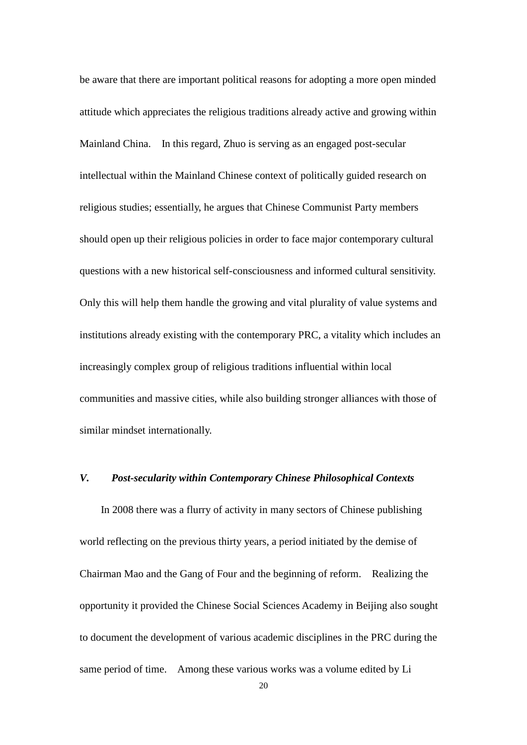be aware that there are important political reasons for adopting a more open minded attitude which appreciates the religious traditions already active and growing within Mainland China. In this regard, Zhuo is serving as an engaged post-secular intellectual within the Mainland Chinese context of politically guided research on religious studies; essentially, he argues that Chinese Communist Party members should open up their religious policies in order to face major contemporary cultural questions with a new historical self-consciousness and informed cultural sensitivity. Only this will help them handle the growing and vital plurality of value systems and institutions already existing with the contemporary PRC, a vitality which includes an increasingly complex group of religious traditions influential within local communities and massive cities, while also building stronger alliances with those of similar mindset internationally.

### *V. Post-secularity within Contemporary Chinese Philosophical Contexts*

In 2008 there was a flurry of activity in many sectors of Chinese publishing world reflecting on the previous thirty years, a period initiated by the demise of Chairman Mao and the Gang of Four and the beginning of reform. Realizing the opportunity it provided the Chinese Social Sciences Academy in Beijing also sought to document the development of various academic disciplines in the PRC during the same period of time. Among these various works was a volume edited by Li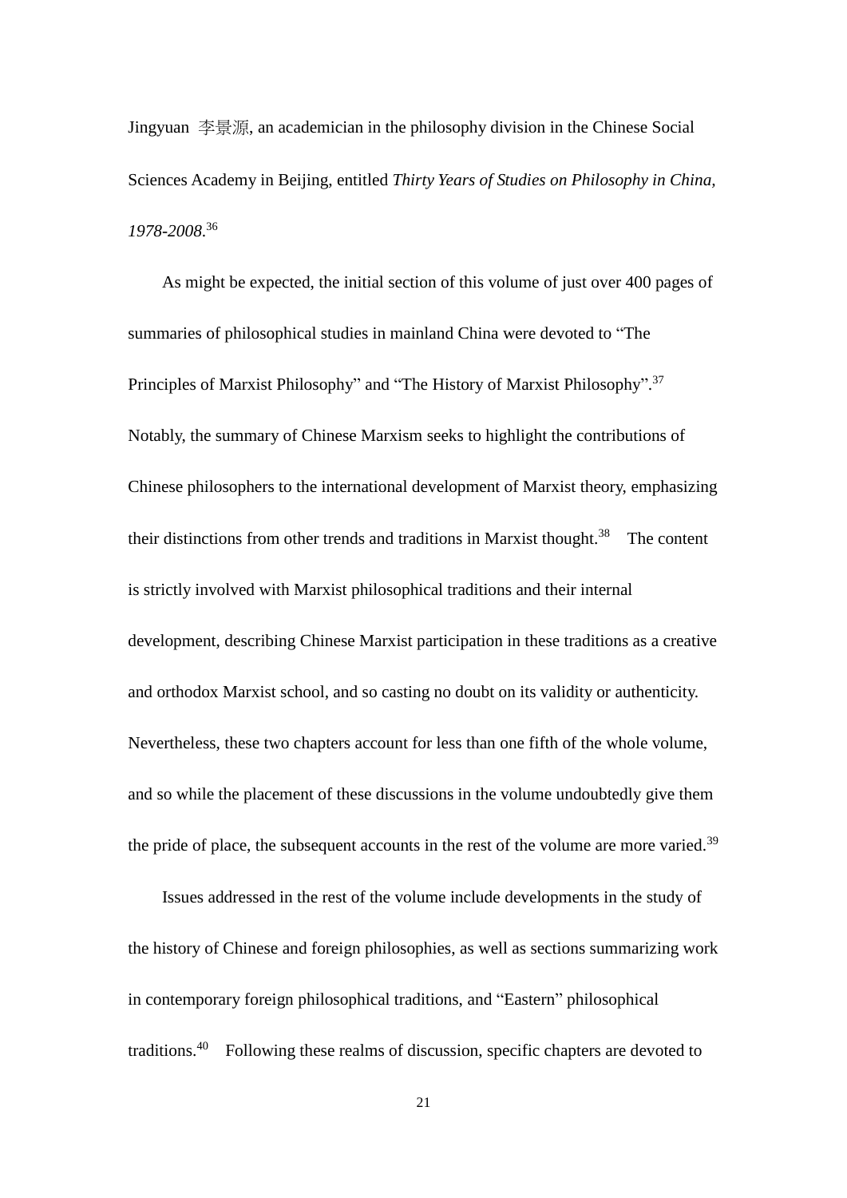Jingyuan 李景源, an academician in the philosophy division in the Chinese Social Sciences Academy in Beijing, entitled *Thirty Years of Studies on Philosophy in China, 1978-2008*.[36]

As might be expected, the initial section of this volume of just over 400 pages of summaries of philosophical studies in mainland China were devoted to "The Principles of Marxist Philosophy" and "The History of Marxist Philosophy".[37] Notably, the summary of Chinese Marxism seeks to highlight the contributions of Chinese philosophers to the international development of Marxist theory, emphasizing their distinctions from other trends and traditions in Marxist thought.[38] The content is strictly involved with Marxist philosophical traditions and their internal development, describing Chinese Marxist participation in these traditions as a creative and orthodox Marxist school, and so casting no doubt on its validity or authenticity. Nevertheless, these two chapters account for less than one fifth of the whole volume, and so while the placement of these discussions in the volume undoubtedly give them the pride of place, the subsequent accounts in the rest of the volume are more varied.[39]

Issues addressed in the rest of the volume include developments in the study of the history of Chinese and foreign philosophies, as well as sections summarizing work in contemporary foreign philosophical traditions, and "Eastern" philosophical traditions.[40] Following these realms of discussion, specific chapters are devoted to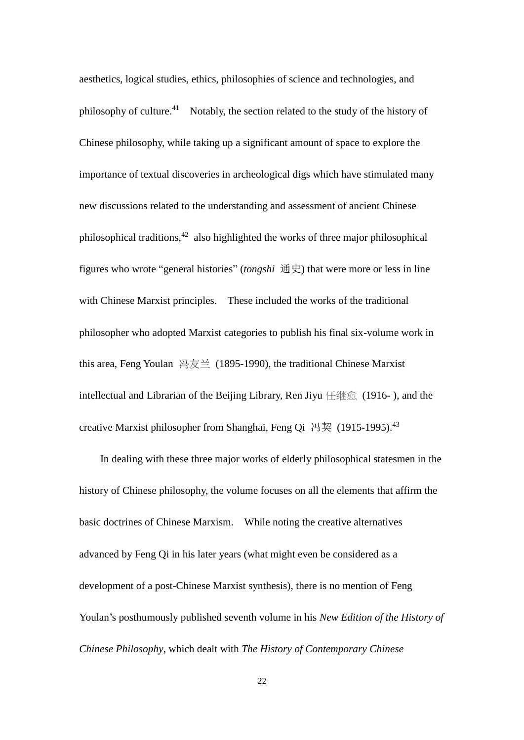aesthetics, logical studies, ethics, philosophies of science and technologies, and philosophy of culture.[41] Notably, the section related to the study of the history of Chinese philosophy, while taking up a significant amount of space to explore the importance of textual discoveries in archeological digs which have stimulated many new discussions related to the understanding and assessment of ancient Chinese philosophical traditions,[42] also highlighted the works of three major philosophical figures who wrote "general histories" (*tongshi* 通史) that were more or less in line with Chinese Marxist principles. These included the works of the traditional philosopher who adopted Marxist categories to publish his final six-volume work in this area, Feng Youlan 冯友兰 (1895-1990), the traditional Chinese Marxist intellectual and Librarian of the Beijing Library, Ren Jiyu 任继愈 (1916- ), and the creative Marxist philosopher from Shanghai, Feng Qi 冯契 (1915-1995).[43]

In dealing with these three major works of elderly philosophical statesmen in the history of Chinese philosophy, the volume focuses on all the elements that affirm the basic doctrines of Chinese Marxism. While noting the creative alternatives advanced by Feng Qi in his later years (what might even be considered as a development of a post-Chinese Marxist synthesis), there is no mention of Feng Youlan's posthumously published seventh volume in his *New Edition of the History of Chinese Philosophy*, which dealt with *The History of Contemporary Chinese*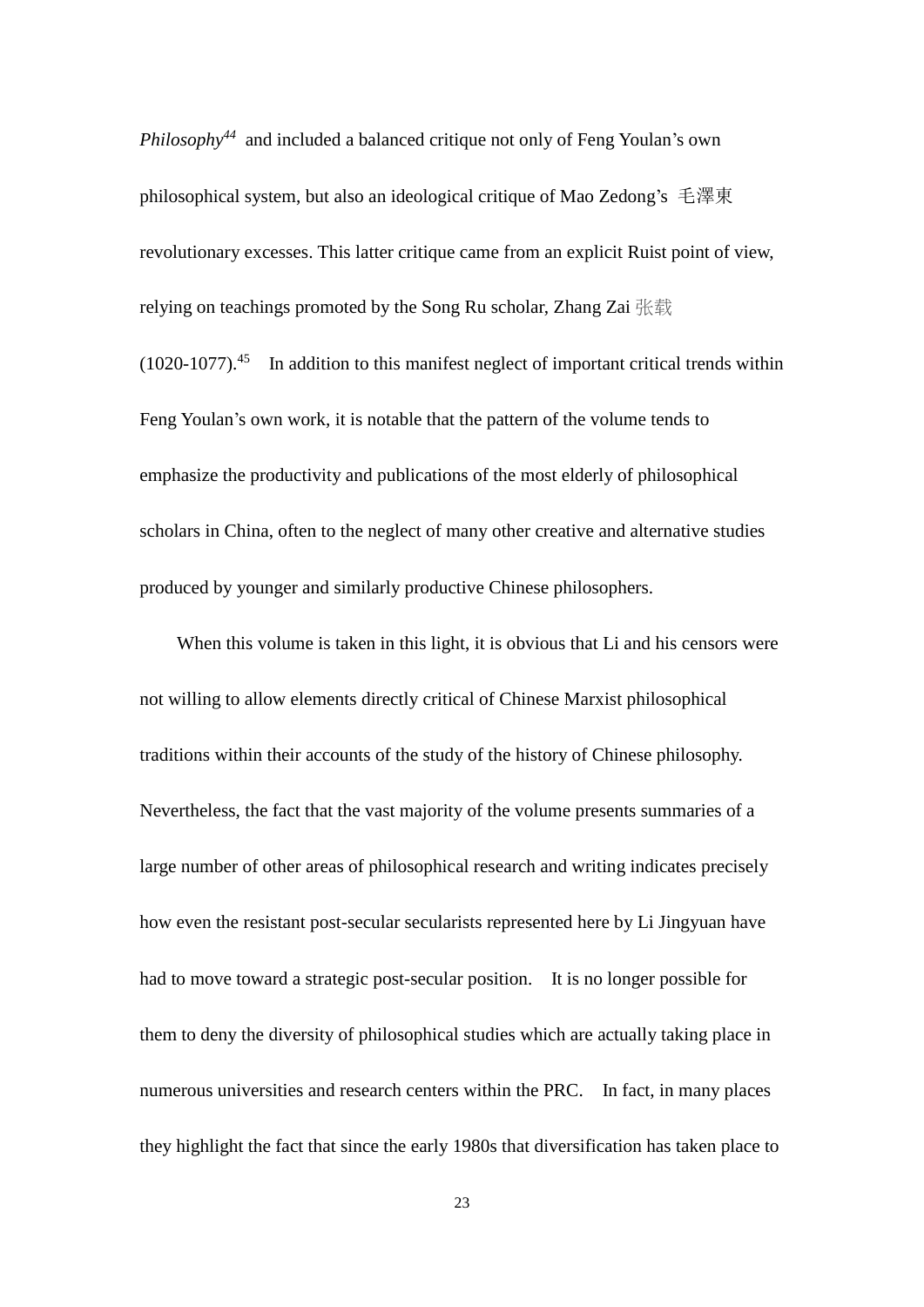*Philosophy*[44] and included a balanced critique not only of Feng Youlan's own philosophical system, but also an ideological critique of Mao Zedong's 毛澤東 revolutionary excesses. This latter critique came from an explicit Ruist point of view, relying on teachings promoted by the Song Ru scholar, Zhang Zai 张载 (1020-1077).[45] In addition to this manifest neglect of important critical trends within Feng Youlan's own work, it is notable that the pattern of the volume tends to emphasize the productivity and publications of the most elderly of philosophical scholars in China, often to the neglect of many other creative and alternative studies produced by younger and similarly productive Chinese philosophers.

When this volume is taken in this light, it is obvious that Li and his censors were not willing to allow elements directly critical of Chinese Marxist philosophical traditions within their accounts of the study of the history of Chinese philosophy. Nevertheless, the fact that the vast majority of the volume presents summaries of a large number of other areas of philosophical research and writing indicates precisely how even the resistant post-secular secularists represented here by Li Jingyuan have had to move toward a strategic post-secular position. It is no longer possible for them to deny the diversity of philosophical studies which are actually taking place in numerous universities and research centers within the PRC. In fact, in many places they highlight the fact that since the early 1980s that diversification has taken place to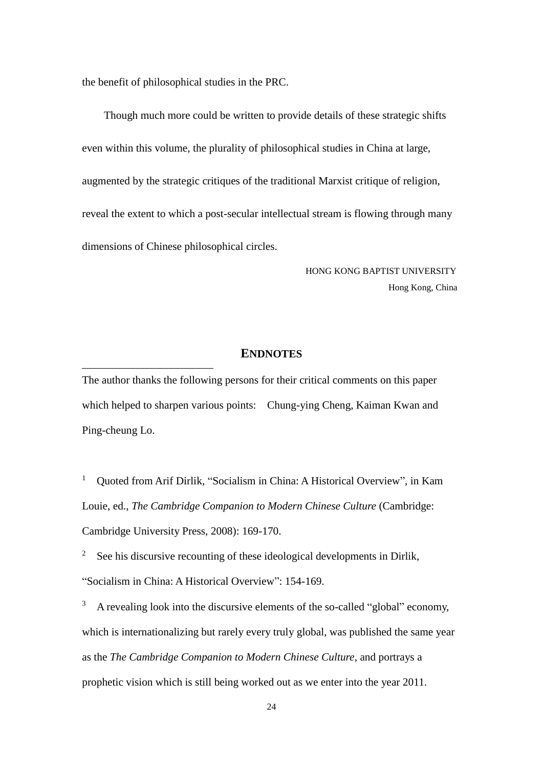the benefit of philosophical studies in the PRC.

Though much more could be written to provide details of these strategic shifts even within this volume, the plurality of philosophical studies in China at large, augmented by the strategic critiques of the traditional Marxist critique of religion, reveal the extent to which a post-secular intellectual stream is flowing through many dimensions of Chinese philosophical circles.

HONG KONG BAPTIST UNIVERSITY
Hong Kong, China

## ENDNOTES

The author thanks the following persons for their critical comments on this paper which helped to sharpen various points: Chung-ying Cheng, Kaiman Kwan and Ping-cheung Lo.

[1] Quoted from Arif Dirlik, "Socialism in China: A Historical Overview", in Kam Louie, ed., *The Cambridge Companion to Modern Chinese Culture* (Cambridge: Cambridge University Press, 2008): 169-170.

[2] See his discursive recounting of these ideological developments in Dirlik, "Socialism in China: A Historical Overview": 154-169.

[3] A revealing look into the discursive elements of the so-called "global" economy, which is internationalizing but rarely every truly global, was published the same year as the *The Cambridge Companion to Modern Chinese Culture*, and portrays a prophetic vision which is still being worked out as we enter into the year 2011.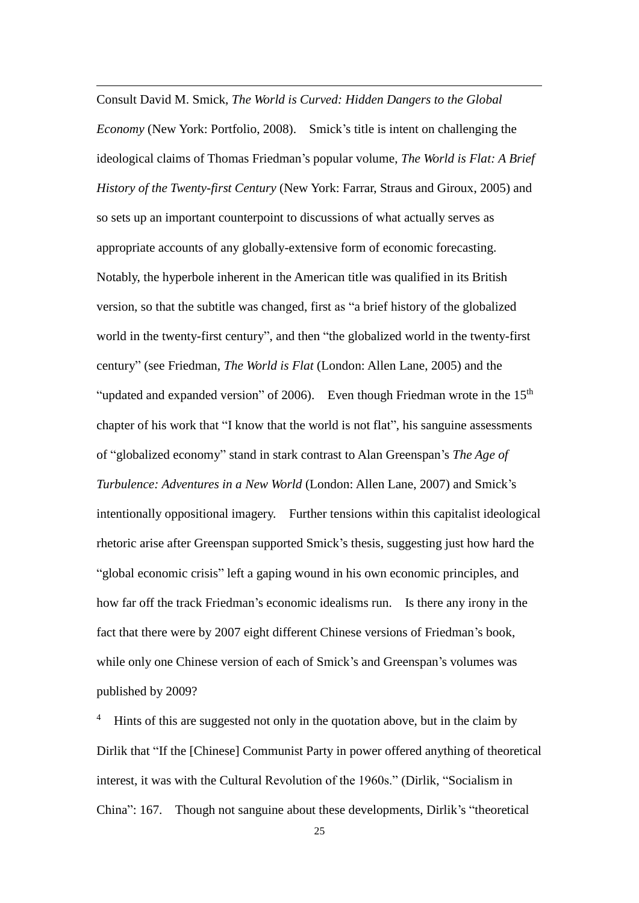Consult David M. Smick, *The World is Curved: Hidden Dangers to the Global Economy* (New York: Portfolio, 2008). Smick's title is intent on challenging the ideological claims of Thomas Friedman's popular volume, *The World is Flat: A Brief History of the Twenty-first Century* (New York: Farrar, Straus and Giroux, 2005) and so sets up an important counterpoint to discussions of what actually serves as appropriate accounts of any globally-extensive form of economic forecasting. Notably, the hyperbole inherent in the American title was qualified in its British version, so that the subtitle was changed, first as "a brief history of the globalized world in the twenty-first century", and then "the globalized world in the twenty-first century" (see Friedman, *The World is Flat* (London: Allen Lane, 2005) and the "updated and expanded version" of 2006). Even though Friedman wrote in the 15th chapter of his work that "I know that the world is not flat", his sanguine assessments of "globalized economy" stand in stark contrast to Alan Greenspan's *The Age of Turbulence: Adventures in a New World* (London: Allen Lane, 2007) and Smick's intentionally oppositional imagery. Further tensions within this capitalist ideological rhetoric arise after Greenspan supported Smick's thesis, suggesting just how hard the "global economic crisis" left a gaping wound in his own economic principles, and how far off the track Friedman's economic idealisms run. Is there any irony in the fact that there were by 2007 eight different Chinese versions of Friedman's book, while only one Chinese version of each of Smick's and Greenspan's volumes was published by 2009?

[4] Hints of this are suggested not only in the quotation above, but in the claim by Dirlik that "If the [Chinese] Communist Party in power offered anything of theoretical interest, it was with the Cultural Revolution of the 1960s." (Dirlik, "Socialism in China": 167. Though not sanguine about these developments, Dirlik's "theoretical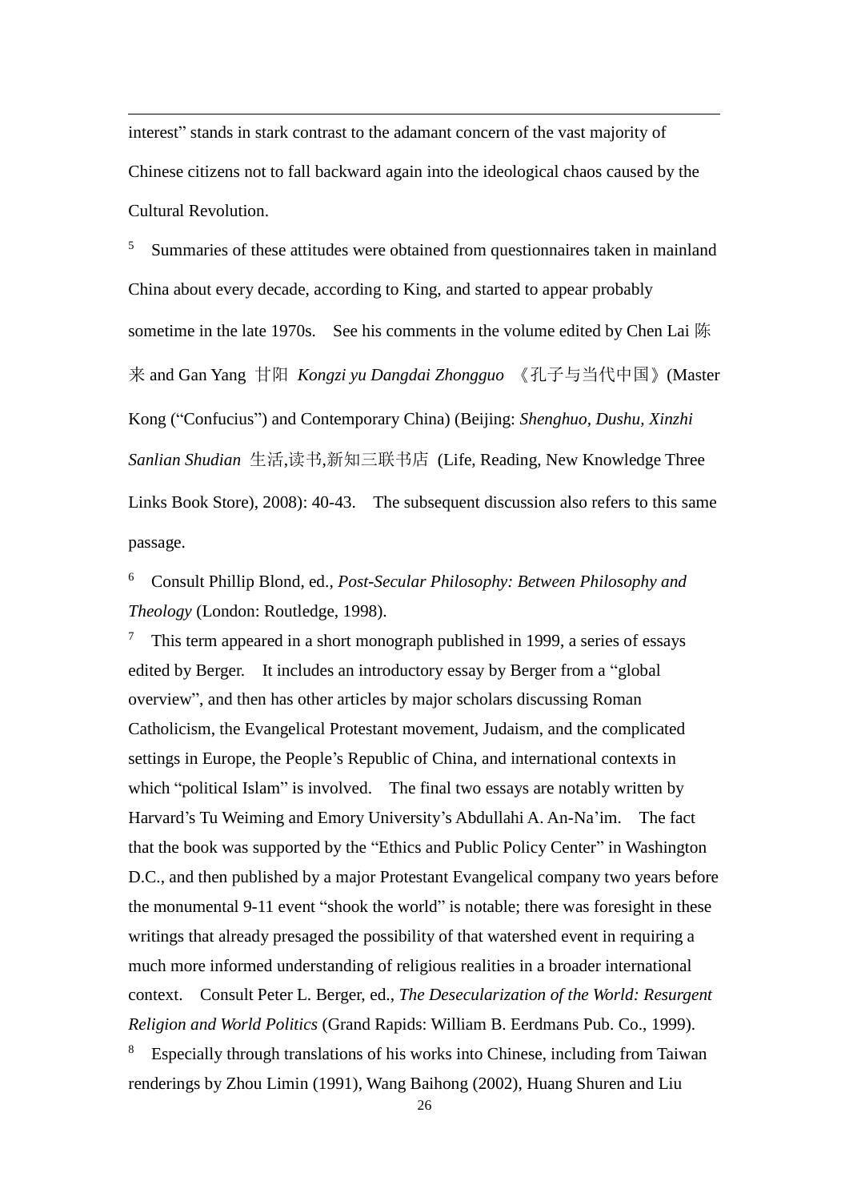interest" stands in stark contrast to the adamant concern of the vast majority of Chinese citizens not to fall backward again into the ideological chaos caused by the Cultural Revolution.

[5] Summaries of these attitudes were obtained from questionnaires taken in mainland China about every decade, according to King, and started to appear probably sometime in the late 1970s. See his comments in the volume edited by Chen Lai 陈来 and Gan Yang 甘阳 *Kongzi yu Dangdai Zhongguo* 《孔子与当代中国》(Master Kong ("Confucius") and Contemporary China) (Beijing: *Shenghuo, Dushu, Xinzhi Sanlian Shudian* 生活,读书,新知三联书店 (Life, Reading, New Knowledge Three Links Book Store), 2008): 40-43. The subsequent discussion also refers to this same passage.

[6] Consult Phillip Blond, ed., *Post-Secular Philosophy: Between Philosophy and Theology* (London: Routledge, 1998).

[7] This term appeared in a short monograph published in 1999, a series of essays edited by Berger. It includes an introductory essay by Berger from a "global overview", and then has other articles by major scholars discussing Roman Catholicism, the Evangelical Protestant movement, Judaism, and the complicated settings in Europe, the People's Republic of China, and international contexts in which "political Islam" is involved. The final two essays are notably written by Harvard's Tu Weiming and Emory University's Abdullahi A. An-Na'im. The fact that the book was supported by the "Ethics and Public Policy Center" in Washington D.C., and then published by a major Protestant Evangelical company two years before the monumental 9-11 event "shook the world" is notable; there was foresight in these writings that already presaged the possibility of that watershed event in requiring a much more informed understanding of religious realities in a broader international context. Consult Peter L. Berger, ed., *The Desecularization of the World: Resurgent Religion and World Politics* (Grand Rapids: William B. Eerdmans Pub. Co., 1999).

[8] Especially through translations of his works into Chinese, including from Taiwan renderings by Zhou Limin (1991), Wang Baihong (2002), Huang Shuren and Liu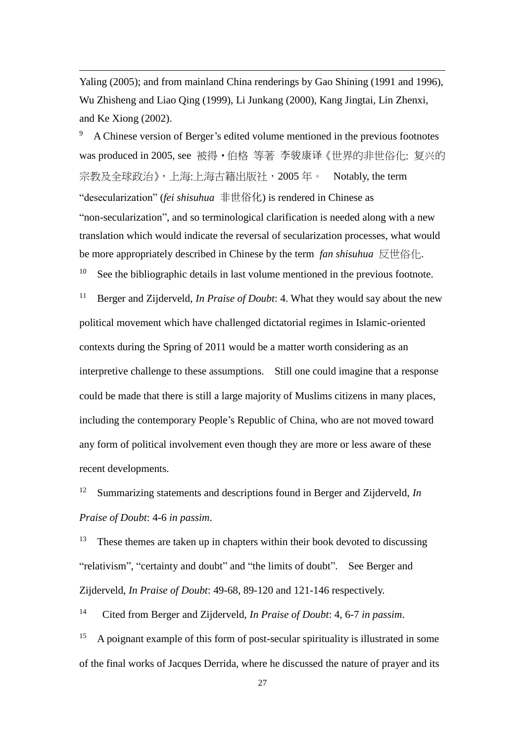Yaling (2005); and from mainland China renderings by Gao Shining (1991 and 1996), Wu Zhisheng and Liao Qing (1999), Li Junkang (2000), Kang Jingtai, Lin Zhenxi, and Ke Xiong (2002).

[9] A Chinese version of Berger's edited volume mentioned in the previous footnotes was produced in 2005, see 被得・伯格 等著 李骏康译《世界的非世俗化: 复兴的宗教及全球政治》, 上海:上海古籍出版社，2005 年。 Notably, the term "desecularization" (*fei shisuhua* 非世俗化) is rendered in Chinese as "non-secularization", and so terminological clarification is needed along with a new translation which would indicate the reversal of secularization processes, what would be more appropriately described in Chinese by the term *fan shisuhua* 反世俗化.

[10] See the bibliographic details in last volume mentioned in the previous footnote.

[11] Berger and Zijderveld, *In Praise of Doubt*: 4. What they would say about the new political movement which have challenged dictatorial regimes in Islamic-oriented contexts during the Spring of 2011 would be a matter worth considering as an interpretive challenge to these assumptions. Still one could imagine that a response could be made that there is still a large majority of Muslims citizens in many places, including the contemporary People's Republic of China, who are not moved toward any form of political involvement even though they are more or less aware of these recent developments.

[12] Summarizing statements and descriptions found in Berger and Zijderveld, *In Praise of Doubt*: 4-6 *in passim*.

[13] These themes are taken up in chapters within their book devoted to discussing "relativism", "certainty and doubt" and "the limits of doubt". See Berger and Zijderveld, *In Praise of Doubt*: 49-68, 89-120 and 121-146 respectively.

[14] Cited from Berger and Zijderveld, *In Praise of Doubt*: 4, 6-7 *in passim*.

[15] A poignant example of this form of post-secular spirituality is illustrated in some of the final works of Jacques Derrida, where he discussed the nature of prayer and its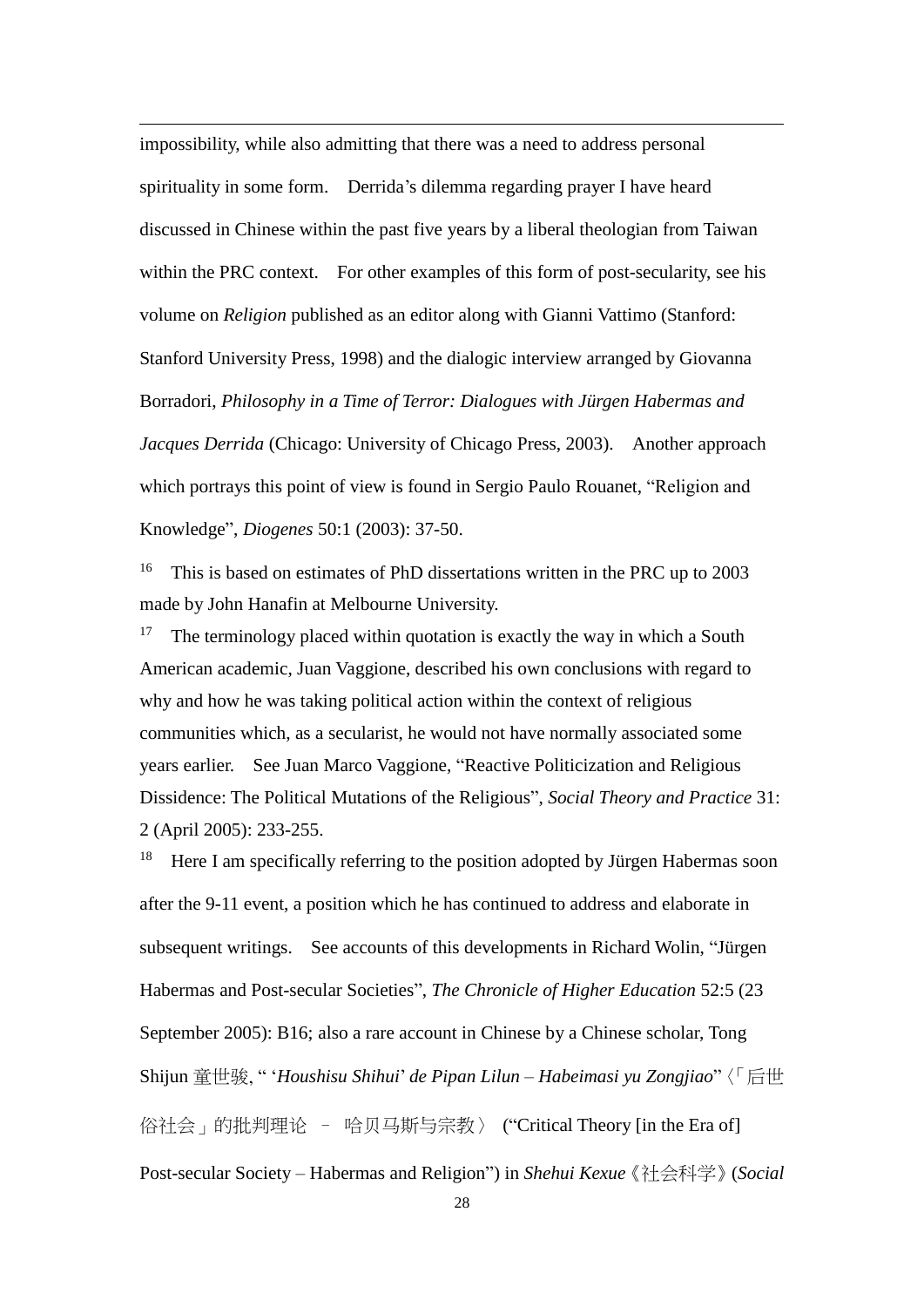impossibility, while also admitting that there was a need to address personal spirituality in some form. Derrida's dilemma regarding prayer I have heard discussed in Chinese within the past five years by a liberal theologian from Taiwan within the PRC context. For other examples of this form of post-secularity, see his volume on *Religion* published as an editor along with Gianni Vattimo (Stanford: Stanford University Press, 1998) and the dialogic interview arranged by Giovanna Borradori, *Philosophy in a Time of Terror: Dialogues with Jürgen Habermas and Jacques Derrida* (Chicago: University of Chicago Press, 2003). Another approach which portrays this point of view is found in Sergio Paulo Rouanet, "Religion and Knowledge", *Diogenes* 50:1 (2003): 37-50.

[16] This is based on estimates of PhD dissertations written in the PRC up to 2003 made by John Hanafin at Melbourne University.

[17] The terminology placed within quotation is exactly the way in which a South American academic, Juan Vaggione, described his own conclusions with regard to why and how he was taking political action within the context of religious communities which, as a secularist, he would not have normally associated some years earlier. See Juan Marco Vaggione, "Reactive Politicization and Religious Dissidence: The Political Mutations of the Religious", *Social Theory and Practice* 31: 2 (April 2005): 233-255.

[18] Here I am specifically referring to the position adopted by Jürgen Habermas soon after the 9-11 event, a position which he has continued to address and elaborate in subsequent writings. See accounts of this developments in Richard Wolin, "Jürgen Habermas and Post-secular Societies", *The Chronicle of Higher Education* 52:5 (23 September 2005): B16; also a rare account in Chinese by a Chinese scholar, Tong Shijun 童世骏, " '*Houshisu Shihui*' *de Pipan Lilun – Habeimasi yu Zongjiao*"〈「后世俗社会」的批判理论 – 哈贝马斯与宗教〉("Critical Theory [in the Era of] Post-secular Society – Habermas and Religion") in *Shehui Kexue*《社会科学》(*Social*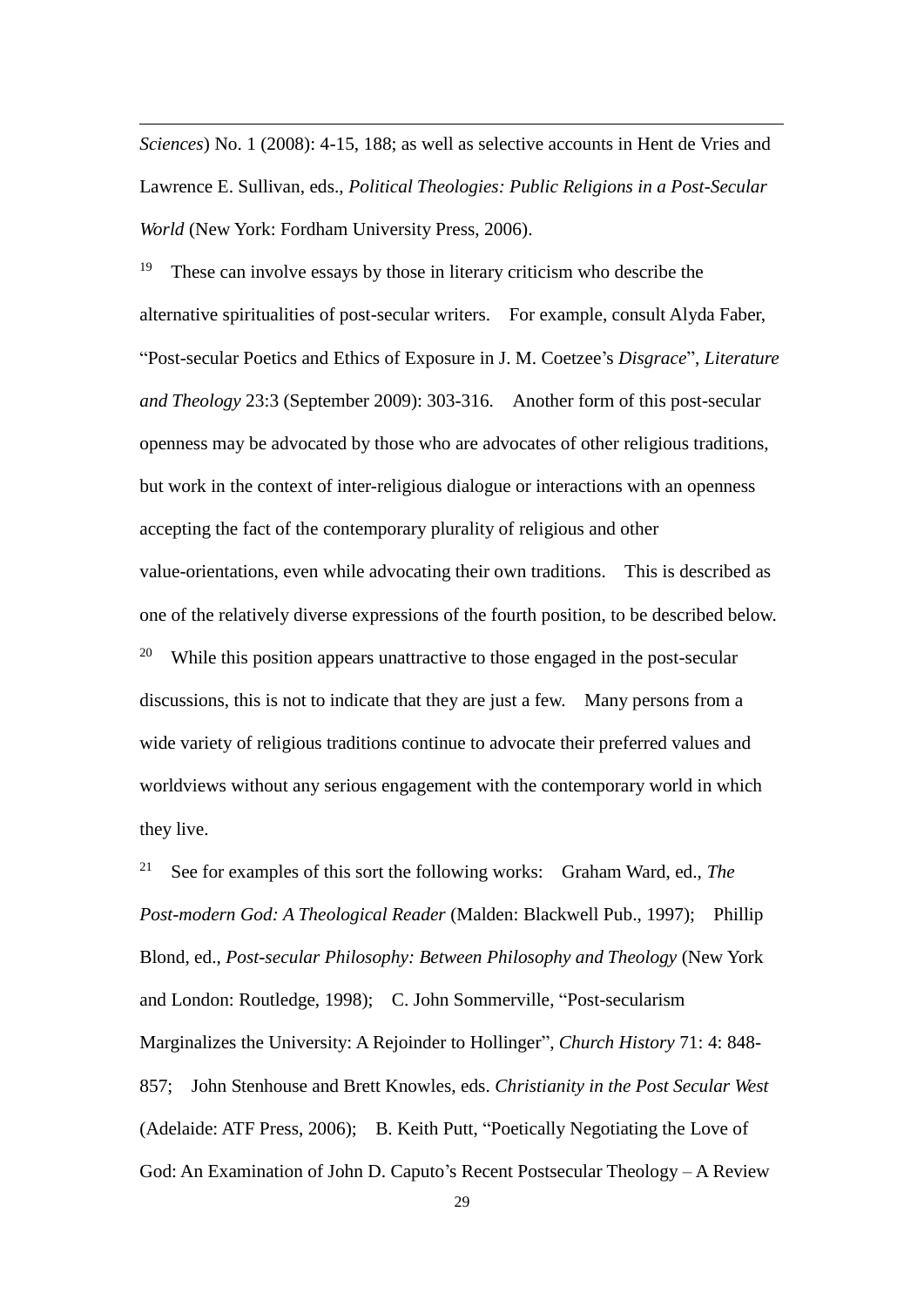*Sciences*) No. 1 (2008): 4-15, 188; as well as selective accounts in Hent de Vries and Lawrence E. Sullivan, eds., *Political Theologies: Public Religions in a Post-Secular World* (New York: Fordham University Press, 2006).

[19] These can involve essays by those in literary criticism who describe the alternative spiritualities of post-secular writers. For example, consult Alyda Faber, "Post-secular Poetics and Ethics of Exposure in J. M. Coetzee's *Disgrace*", *Literature and Theology* 23:3 (September 2009): 303-316. Another form of this post-secular openness may be advocated by those who are advocates of other religious traditions, but work in the context of inter-religious dialogue or interactions with an openness accepting the fact of the contemporary plurality of religious and other value-orientations, even while advocating their own traditions. This is described as one of the relatively diverse expressions of the fourth position, to be described below.

[20] While this position appears unattractive to those engaged in the post-secular discussions, this is not to indicate that they are just a few. Many persons from a wide variety of religious traditions continue to advocate their preferred values and worldviews without any serious engagement with the contemporary world in which they live.

[21] See for examples of this sort the following works: Graham Ward, ed., *The Post-modern God: A Theological Reader* (Malden: Blackwell Pub., 1997); Phillip Blond, ed., *Post-secular Philosophy: Between Philosophy and Theology* (New York and London: Routledge, 1998); C. John Sommerville, "Post-secularism Marginalizes the University: A Rejoinder to Hollinger", *Church History* 71: 4: 848-857; John Stenhouse and Brett Knowles, eds. *Christianity in the Post Secular West* (Adelaide: ATF Press, 2006); B. Keith Putt, "Poetically Negotiating the Love of God: An Examination of John D. Caputo's Recent Postsecular Theology – A Review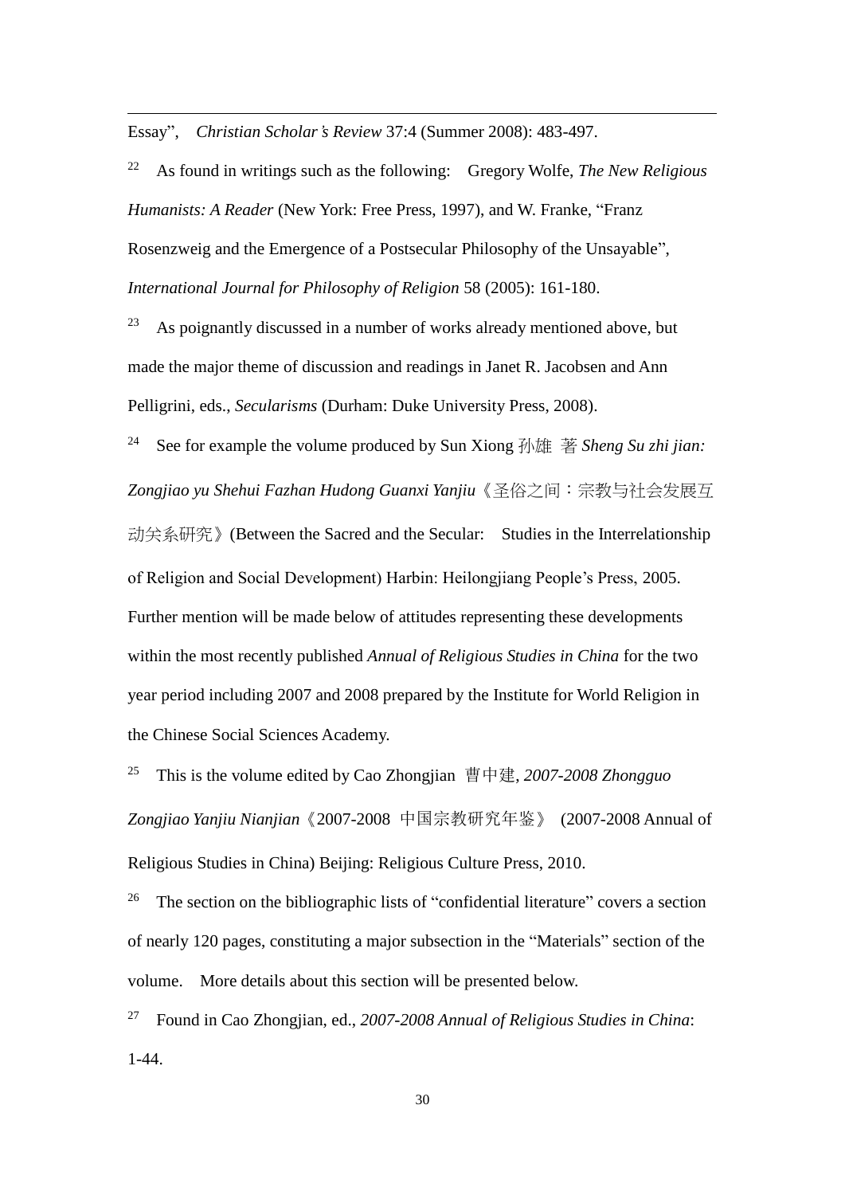Essay", *Christian Scholar's Review* 37:4 (Summer 2008): 483-497.

[22] As found in writings such as the following: Gregory Wolfe, *The New Religious Humanists: A Reader* (New York: Free Press, 1997), and W. Franke, "Franz Rosenzweig and the Emergence of a Postsecular Philosophy of the Unsayable", *International Journal for Philosophy of Religion* 58 (2005): 161-180.

[23] As poignantly discussed in a number of works already mentioned above, but made the major theme of discussion and readings in Janet R. Jacobsen and Ann Pelligrini, eds., *Secularisms* (Durham: Duke University Press, 2008).

[24] See for example the volume produced by Sun Xiong 孙雄 著 *Sheng Su zhi jian: Zongjiao yu Shehui Fazhan Hudong Guanxi Yanjiu*《圣俗之间：宗教与社会发展互动关系研究》(Between the Sacred and the Secular: Studies in the Interrelationship of Religion and Social Development) Harbin: Heilongjiang People's Press, 2005. Further mention will be made below of attitudes representing these developments within the most recently published *Annual of Religious Studies in China* for the two year period including 2007 and 2008 prepared by the Institute for World Religion in the Chinese Social Sciences Academy.

[25] This is the volume edited by Cao Zhongjian 曹中建, *2007-2008 Zhongguo Zongjiao Yanjiu Nianjian*《2007-2008 中国宗教研究年鉴》 (2007-2008 Annual of Religious Studies in China) Beijing: Religious Culture Press, 2010.

[26] The section on the bibliographic lists of "confidential literature" covers a section of nearly 120 pages, constituting a major subsection in the "Materials" section of the volume. More details about this section will be presented below.

[27] Found in Cao Zhongjian, ed., *2007-2008 Annual of Religious Studies in China*: 1-44.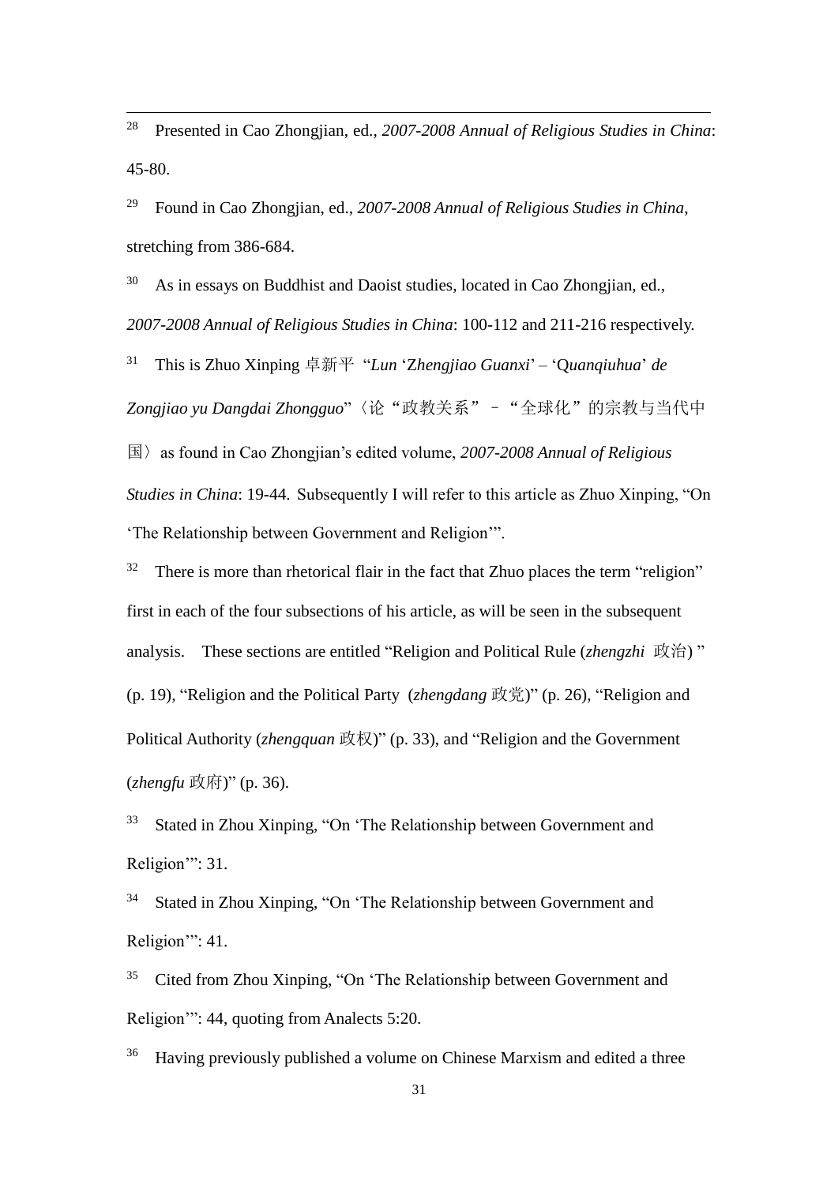[28] Presented in Cao Zhongjian, ed., *2007-2008 Annual of Religious Studies in China*: 45-80.

[29] Found in Cao Zhongjian, ed., *2007-2008 Annual of Religious Studies in China*, stretching from 386-684.

[30] As in essays on Buddhist and Daoist studies, located in Cao Zhongjian, ed., *2007-2008 Annual of Religious Studies in China*: 100-112 and 211-216 respectively.

[31] This is Zhuo Xinping 卓新平 "*Lun* 'Z*hengjiao Guanxi*' – 'Q*uanqiuhua*' *de Zongjiao yu Dangdai Zhongguo*"〈论"政教关系"–"全球化"的宗教与当代中国〉as found in Cao Zhongjian's edited volume, *2007-2008 Annual of Religious Studies in China*: 19-44. Subsequently I will refer to this article as Zhuo Xinping, "On 'The Relationship between Government and Religion'".

[32] There is more than rhetorical flair in the fact that Zhuo places the term "religion" first in each of the four subsections of his article, as will be seen in the subsequent analysis. These sections are entitled "Religion and Political Rule (*zhengzhi* 政治)" (p. 19), "Religion and the Political Party (*zhengdang* 政党)" (p. 26), "Religion and Political Authority (*zhengquan* 政权)" (p. 33), and "Religion and the Government (*zhengfu* 政府)" (p. 36).

[33] Stated in Zhou Xinping, "On 'The Relationship between Government and Religion'": 31.

[34] Stated in Zhou Xinping, "On 'The Relationship between Government and Religion'": 41.

[35] Cited from Zhou Xinping, "On 'The Relationship between Government and Religion'": 44, quoting from Analects 5:20.

[36] Having previously published a volume on Chinese Marxism and edited a three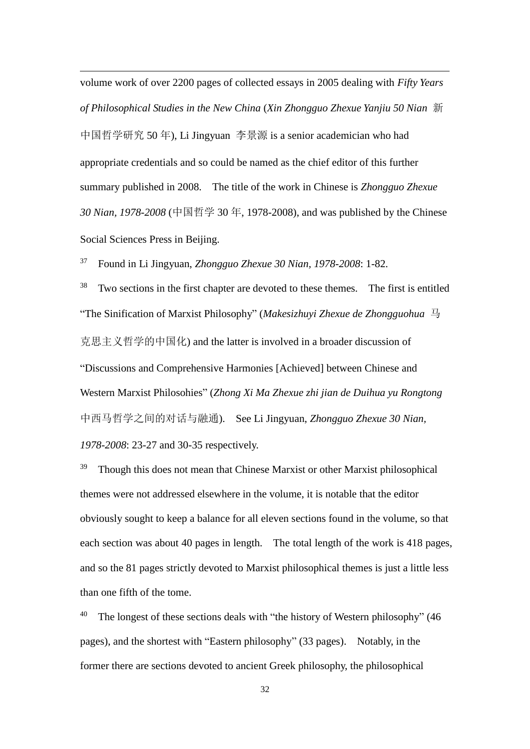volume work of over 2200 pages of collected essays in 2005 dealing with *Fifty Years of Philosophical Studies in the New China* (*Xin Zhongguo Zhexue Yanjiu 50 Nian* 新中国哲学研究 50 年), Li Jingyuan 李景源 is a senior academician who had appropriate credentials and so could be named as the chief editor of this further summary published in 2008. The title of the work in Chinese is *Zhongguo Zhexue 30 Nian, 1978-2008* (中国哲学 30 年, 1978-2008), and was published by the Chinese Social Sciences Press in Beijing.

[37] Found in Li Jingyuan, *Zhongguo Zhexue 30 Nian, 1978-2008*: 1-82.

[38] Two sections in the first chapter are devoted to these themes. The first is entitled "The Sinification of Marxist Philosophy" (*Makesizhuyi Zhexue de Zhongguohua* 马克思主义哲学的中国化) and the latter is involved in a broader discussion of "Discussions and Comprehensive Harmonies [Achieved] between Chinese and Western Marxist Philosohies" (*Zhong Xi Ma Zhexue zhi jian de Duihua yu Rongtong* 中西马哲学之间的对话与融通). See Li Jingyuan, *Zhongguo Zhexue 30 Nian, 1978-2008*: 23-27 and 30-35 respectively.

[39] Though this does not mean that Chinese Marxist or other Marxist philosophical themes were not addressed elsewhere in the volume, it is notable that the editor obviously sought to keep a balance for all eleven sections found in the volume, so that each section was about 40 pages in length. The total length of the work is 418 pages, and so the 81 pages strictly devoted to Marxist philosophical themes is just a little less than one fifth of the tome.

[40] The longest of these sections deals with "the history of Western philosophy" (46 pages), and the shortest with "Eastern philosophy" (33 pages). Notably, in the former there are sections devoted to ancient Greek philosophy, the philosophical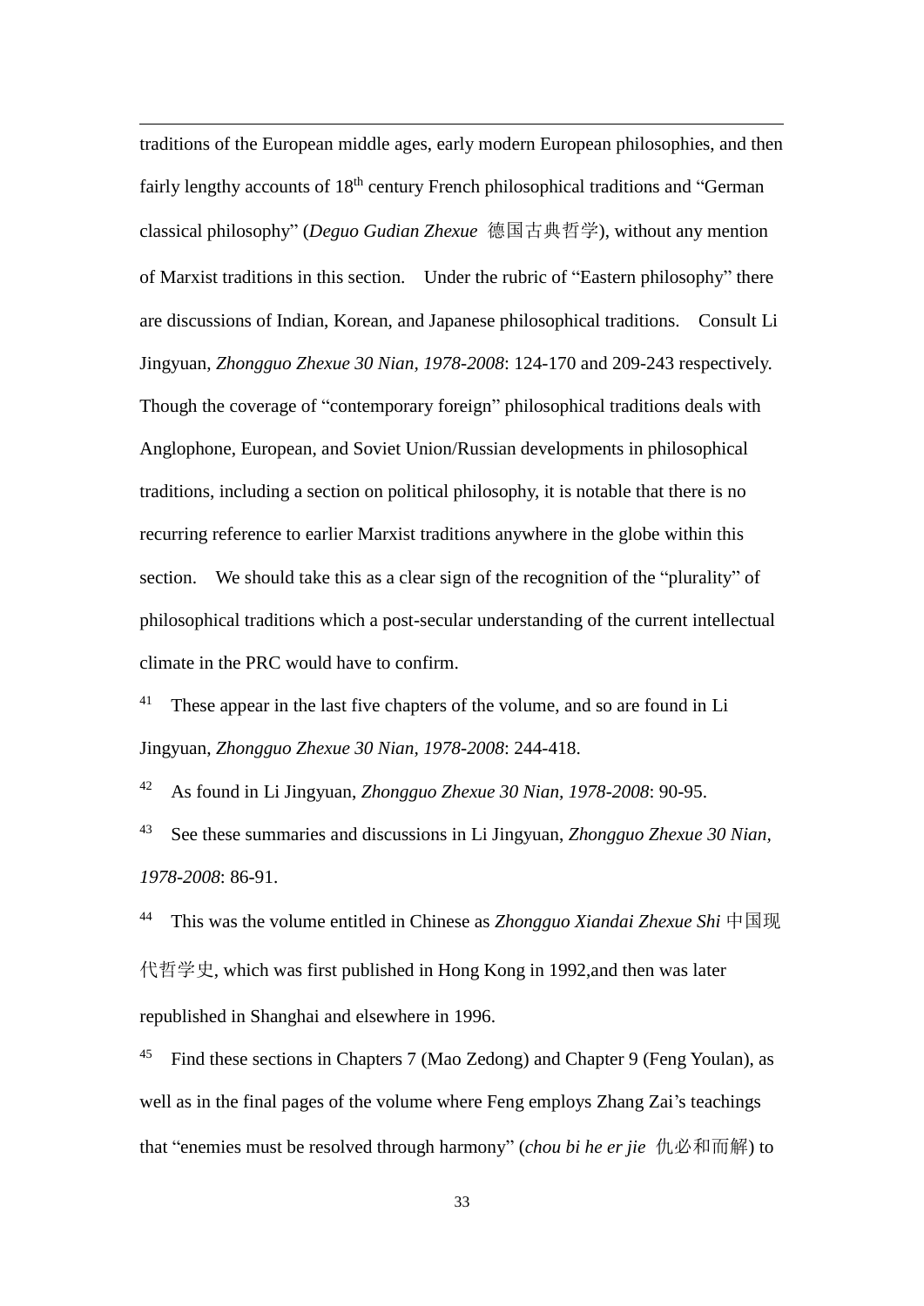traditions of the European middle ages, early modern European philosophies, and then fairly lengthy accounts of 18th century French philosophical traditions and "German classical philosophy" (*Deguo Gudian Zhexue* 德国古典哲学), without any mention of Marxist traditions in this section. Under the rubric of "Eastern philosophy" there are discussions of Indian, Korean, and Japanese philosophical traditions. Consult Li Jingyuan, *Zhongguo Zhexue 30 Nian, 1978-2008*: 124-170 and 209-243 respectively. Though the coverage of "contemporary foreign" philosophical traditions deals with Anglophone, European, and Soviet Union/Russian developments in philosophical traditions, including a section on political philosophy, it is notable that there is no recurring reference to earlier Marxist traditions anywhere in the globe within this section. We should take this as a clear sign of the recognition of the "plurality" of philosophical traditions which a post-secular understanding of the current intellectual climate in the PRC would have to confirm.

[41] These appear in the last five chapters of the volume, and so are found in Li Jingyuan, *Zhongguo Zhexue 30 Nian, 1978-2008*: 244-418.

[42] As found in Li Jingyuan, *Zhongguo Zhexue 30 Nian, 1978-2008*: 90-95.

[43] See these summaries and discussions in Li Jingyuan, *Zhongguo Zhexue 30 Nian, 1978-2008*: 86-91.

[44] This was the volume entitled in Chinese as *Zhongguo Xiandai Zhexue Shi* 中国现代哲学史, which was first published in Hong Kong in 1992,and then was later republished in Shanghai and elsewhere in 1996.

[45] Find these sections in Chapters 7 (Mao Zedong) and Chapter 9 (Feng Youlan), as well as in the final pages of the volume where Feng employs Zhang Zai's teachings that "enemies must be resolved through harmony" (*chou bi he er jie* 仇必和而解) to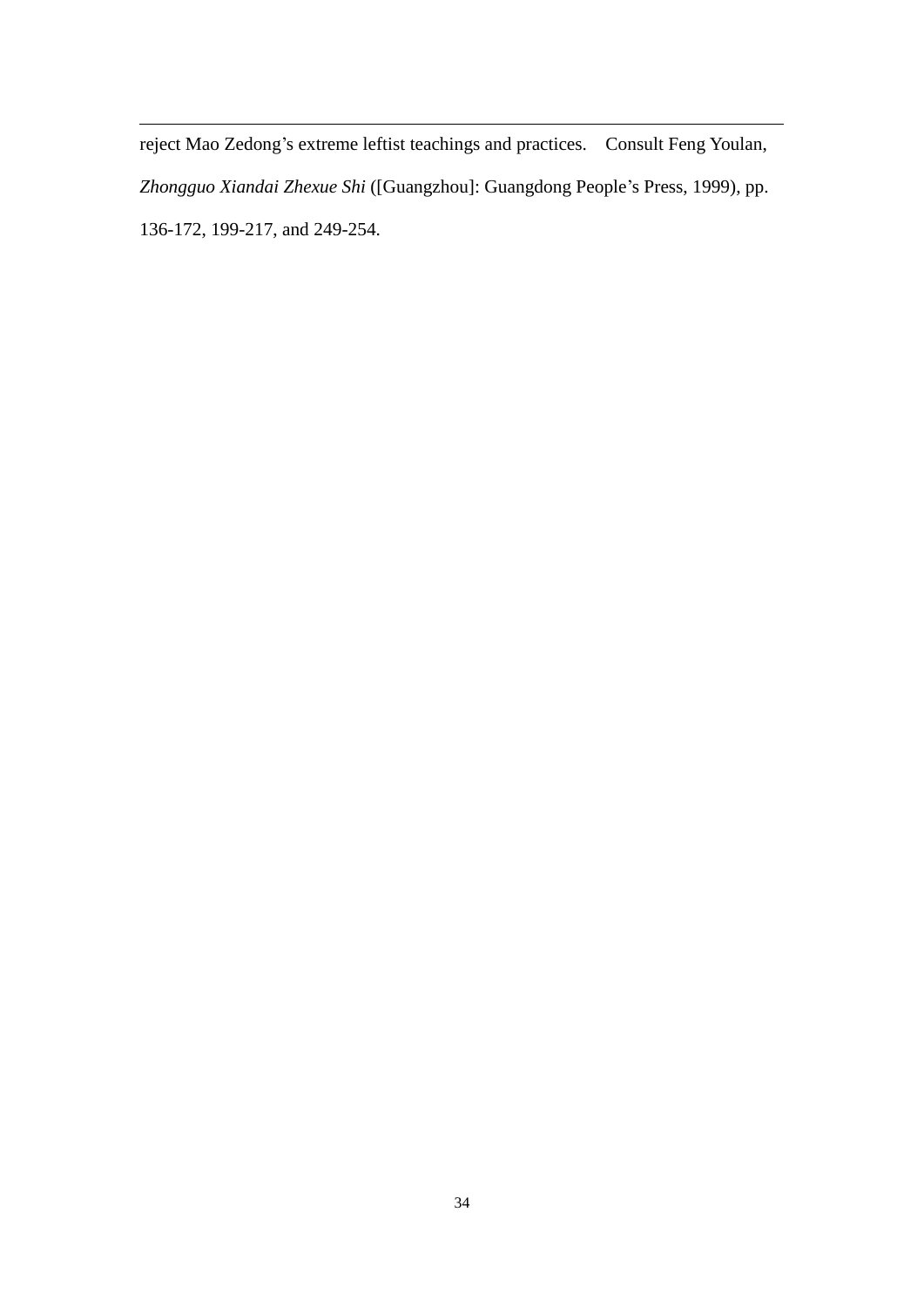reject Mao Zedong's extreme leftist teachings and practices. Consult Feng Youlan, *Zhongguo Xiandai Zhexue Shi* ([Guangzhou]: Guangdong People's Press, 1999), pp. 136-172, 199-217, and 249-254.